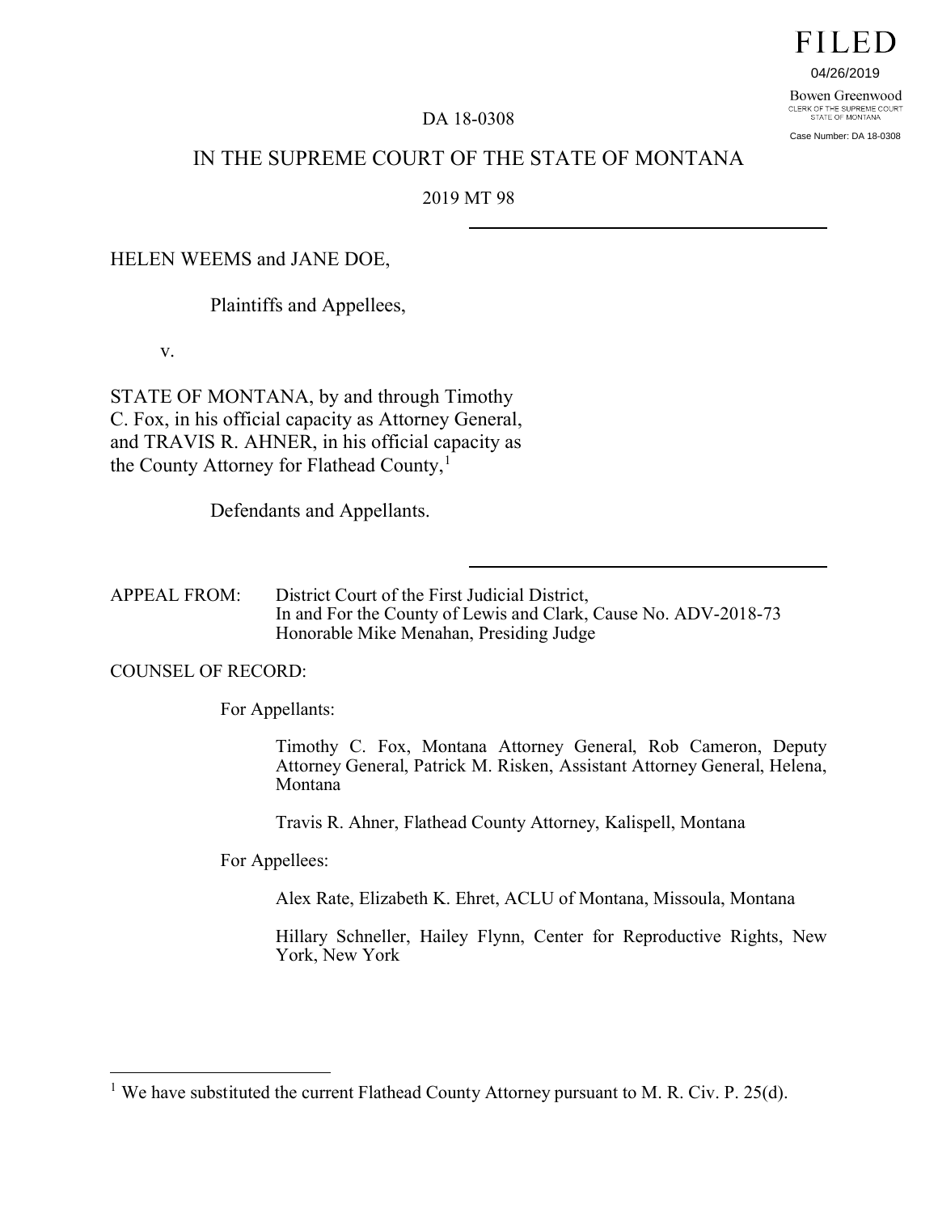FILED

04/26/2019

Bowen Greenwood
CLERK OF THE SUPREME COURT
STATE OF MONTANA

Case Number: DA 18-0308

DA 18-0308

IN THE SUPREME COURT OF THE STATE OF MONTANA

2019 MT 98

---

HELEN WEEMS and JANE DOE,

Plaintiffs and Appellees,

v.

STATE OF MONTANA, by and through Timothy C. Fox, in his official capacity as Attorney General, and TRAVIS R. AHNER, in his official capacity as the County Attorney for Flathead County,[1]

Defendants and Appellants.

---

APPEAL FROM: District Court of the First Judicial District, In and For the County of Lewis and Clark, Cause No. ADV-2018-73 Honorable Mike Menahan, Presiding Judge

COUNSEL OF RECORD:

For Appellants:

Timothy C. Fox, Montana Attorney General, Rob Cameron, Deputy Attorney General, Patrick M. Risken, Assistant Attorney General, Helena, Montana

Travis R. Ahner, Flathead County Attorney, Kalispell, Montana

For Appellees:

Alex Rate, Elizabeth K. Ehret, ACLU of Montana, Missoula, Montana

Hillary Schneller, Hailey Flynn, Center for Reproductive Rights, New York, New York

---

[1] We have substituted the current Flathead County Attorney pursuant to M. R. Civ. P. 25(d).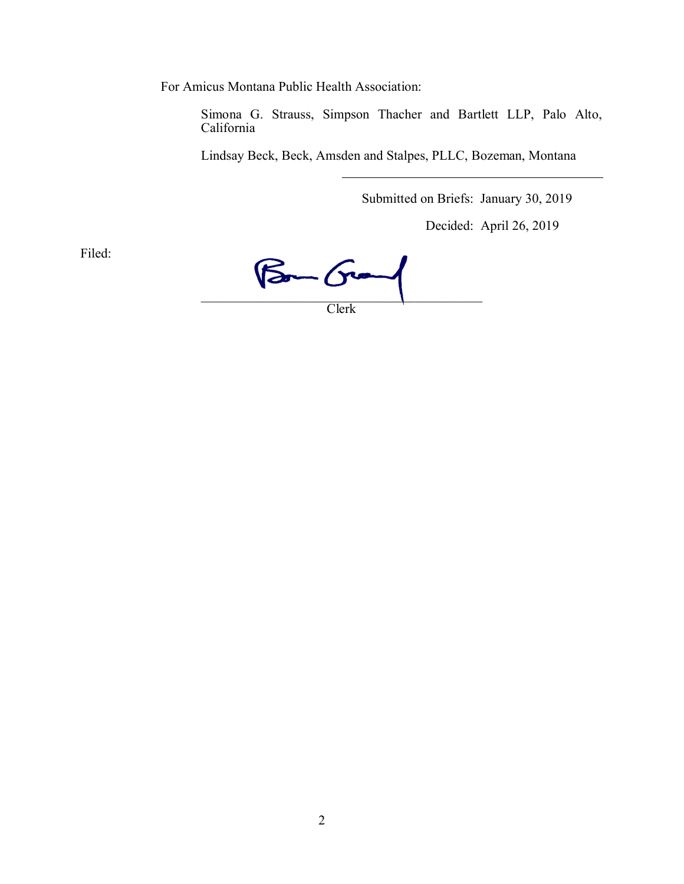For Amicus Montana Public Health Association:

Simona G. Strauss, Simpson Thacher and Bartlett LLP, Palo Alto, California

Lindsay Beck, Beck, Amsden and Stalpes, PLLC, Bozeman, Montana

---

Submitted on Briefs: January 30, 2019

Decided: April 26, 2019

Filed:

__________________________________________
Clerk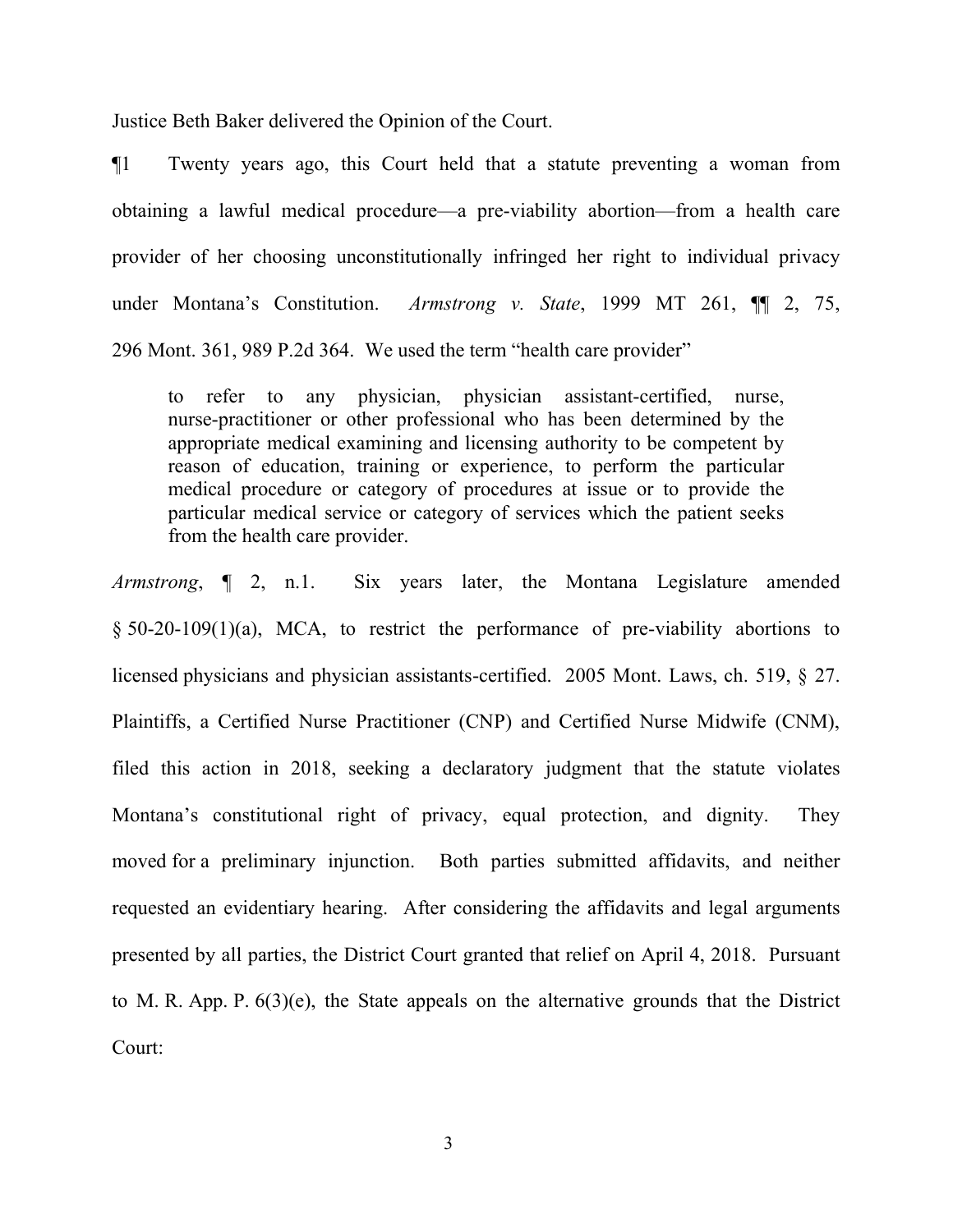Justice Beth Baker delivered the Opinion of the Court.

¶1 Twenty years ago, this Court held that a statute preventing a woman from obtaining a lawful medical procedure—a pre-viability abortion—from a health care provider of her choosing unconstitutionally infringed her right to individual privacy under Montana's Constitution. *Armstrong v. State*, 1999 MT 261, ¶¶ 2, 75, 296 Mont. 361, 989 P.2d 364. We used the term "health care provider"

> to refer to any physician, physician assistant-certified, nurse, nurse-practitioner or other professional who has been determined by the appropriate medical examining and licensing authority to be competent by reason of education, training or experience, to perform the particular medical procedure or category of procedures at issue or to provide the particular medical service or category of services which the patient seeks from the health care provider.

*Armstrong*, ¶ 2, n.1. Six years later, the Montana Legislature amended § 50-20-109(1)(a), MCA, to restrict the performance of pre-viability abortions to licensed physicians and physician assistants-certified. 2005 Mont. Laws, ch. 519, § 27. Plaintiffs, a Certified Nurse Practitioner (CNP) and Certified Nurse Midwife (CNM), filed this action in 2018, seeking a declaratory judgment that the statute violates Montana's constitutional right of privacy, equal protection, and dignity. They moved for a preliminary injunction. Both parties submitted affidavits, and neither requested an evidentiary hearing. After considering the affidavits and legal arguments presented by all parties, the District Court granted that relief on April 4, 2018. Pursuant to M. R. App. P. 6(3)(e), the State appeals on the alternative grounds that the District Court: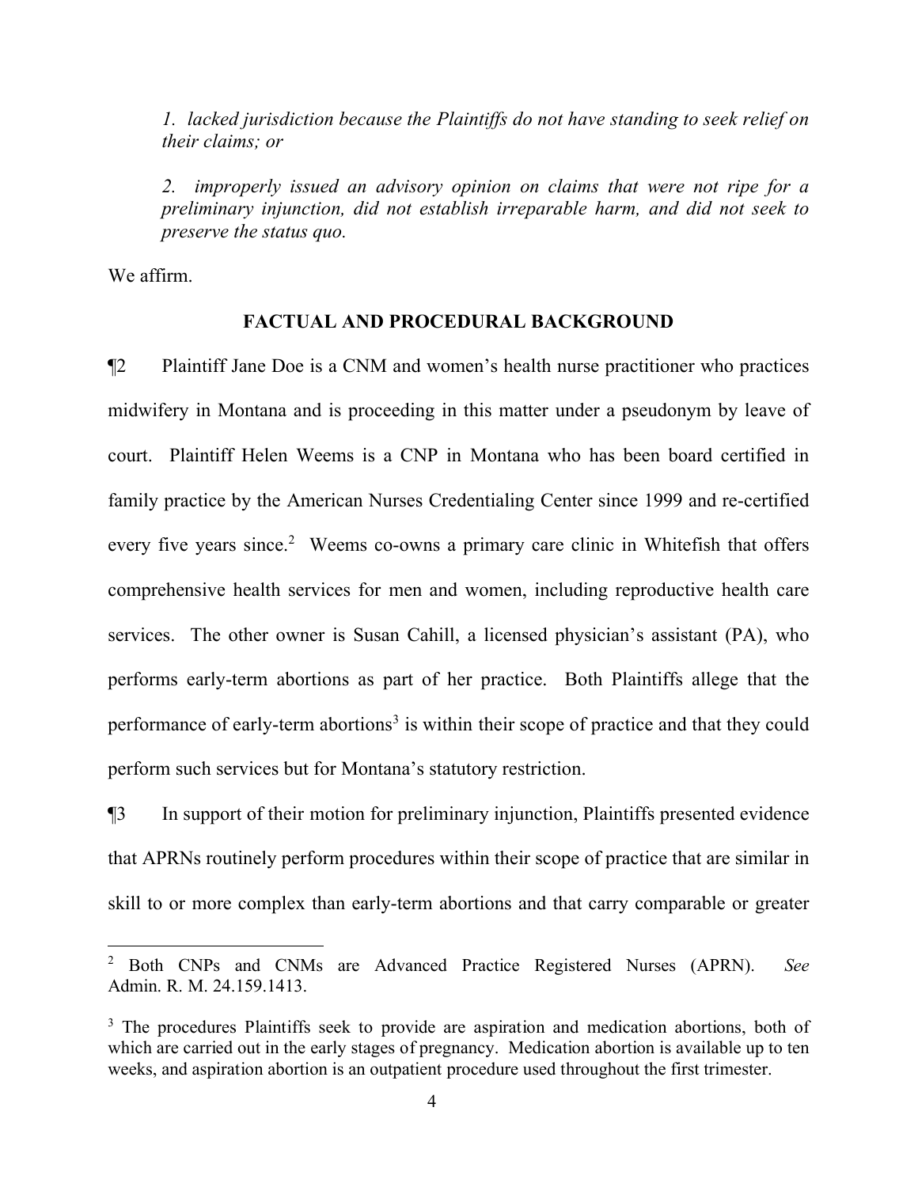*1. lacked jurisdiction because the Plaintiffs do not have standing to seek relief on their claims; or*

*2. improperly issued an advisory opinion on claims that were not ripe for a preliminary injunction, did not establish irreparable harm, and did not seek to preserve the status quo.*

We affirm.

## FACTUAL AND PROCEDURAL BACKGROUND

¶2 Plaintiff Jane Doe is a CNM and women's health nurse practitioner who practices midwifery in Montana and is proceeding in this matter under a pseudonym by leave of court. Plaintiff Helen Weems is a CNP in Montana who has been board certified in family practice by the American Nurses Credentialing Center since 1999 and re-certified every five years since.[2] Weems co-owns a primary care clinic in Whitefish that offers comprehensive health services for men and women, including reproductive health care services. The other owner is Susan Cahill, a licensed physician's assistant (PA), who performs early-term abortions as part of her practice. Both Plaintiffs allege that the performance of early-term abortions[3] is within their scope of practice and that they could perform such services but for Montana's statutory restriction.

¶3 In support of their motion for preliminary injunction, Plaintiffs presented evidence that APRNs routinely perform procedures within their scope of practice that are similar in skill to or more complex than early-term abortions and that carry comparable or greater

---

[2] Both CNPs and CNMs are Advanced Practice Registered Nurses (APRN). *See* Admin. R. M. 24.159.1413.

[3] The procedures Plaintiffs seek to provide are aspiration and medication abortions, both of which are carried out in the early stages of pregnancy. Medication abortion is available up to ten weeks, and aspiration abortion is an outpatient procedure used throughout the first trimester.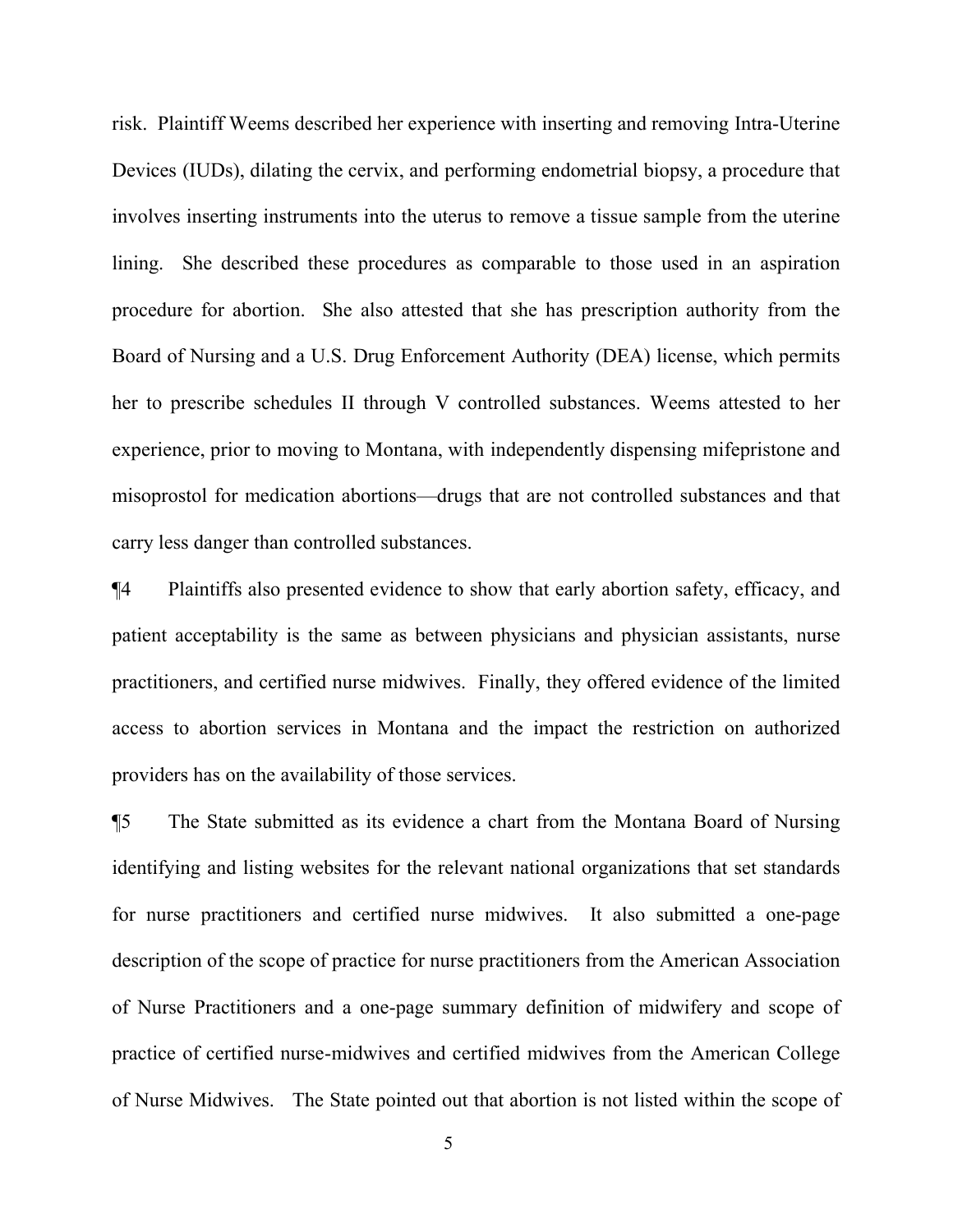risk. Plaintiff Weems described her experience with inserting and removing Intra-Uterine Devices (IUDs), dilating the cervix, and performing endometrial biopsy, a procedure that involves inserting instruments into the uterus to remove a tissue sample from the uterine lining. She described these procedures as comparable to those used in an aspiration procedure for abortion. She also attested that she has prescription authority from the Board of Nursing and a U.S. Drug Enforcement Authority (DEA) license, which permits her to prescribe schedules II through V controlled substances. Weems attested to her experience, prior to moving to Montana, with independently dispensing mifepristone and misoprostol for medication abortions—drugs that are not controlled substances and that carry less danger than controlled substances.

¶4 Plaintiffs also presented evidence to show that early abortion safety, efficacy, and patient acceptability is the same as between physicians and physician assistants, nurse practitioners, and certified nurse midwives. Finally, they offered evidence of the limited access to abortion services in Montana and the impact the restriction on authorized providers has on the availability of those services.

¶5 The State submitted as its evidence a chart from the Montana Board of Nursing identifying and listing websites for the relevant national organizations that set standards for nurse practitioners and certified nurse midwives. It also submitted a one-page description of the scope of practice for nurse practitioners from the American Association of Nurse Practitioners and a one-page summary definition of midwifery and scope of practice of certified nurse-midwives and certified midwives from the American College of Nurse Midwives. The State pointed out that abortion is not listed within the scope of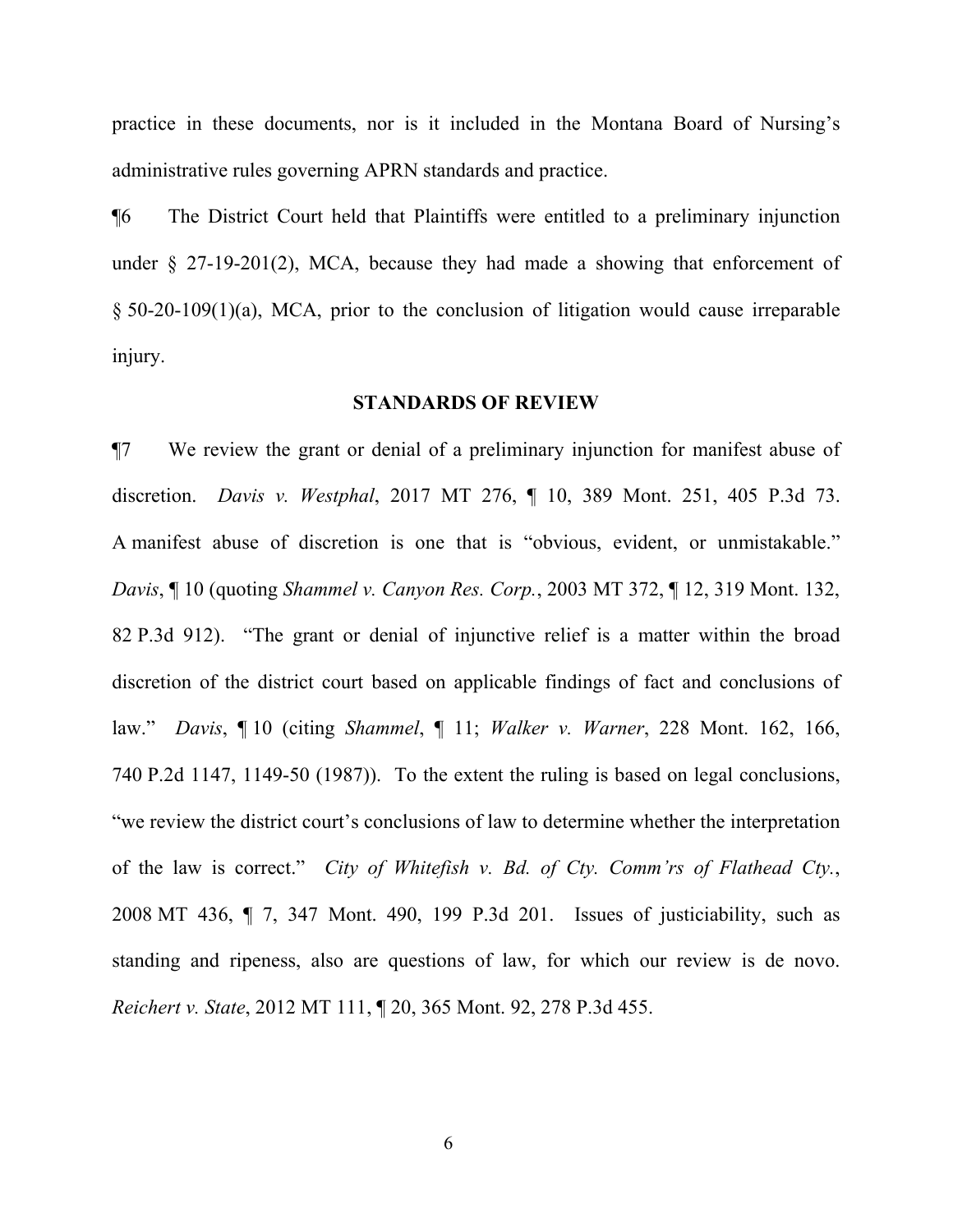practice in these documents, nor is it included in the Montana Board of Nursing's administrative rules governing APRN standards and practice.

¶6 The District Court held that Plaintiffs were entitled to a preliminary injunction under § 27-19-201(2), MCA, because they had made a showing that enforcement of § 50-20-109(1)(a), MCA, prior to the conclusion of litigation would cause irreparable injury.

## STANDARDS OF REVIEW

¶7 We review the grant or denial of a preliminary injunction for manifest abuse of discretion. *Davis v. Westphal*, 2017 MT 276, ¶ 10, 389 Mont. 251, 405 P.3d 73. A manifest abuse of discretion is one that is "obvious, evident, or unmistakable." *Davis*, ¶ 10 (quoting *Shammel v. Canyon Res. Corp.*, 2003 MT 372, ¶ 12, 319 Mont. 132, 82 P.3d 912). "The grant or denial of injunctive relief is a matter within the broad discretion of the district court based on applicable findings of fact and conclusions of law." *Davis*, ¶ 10 (citing *Shammel*, ¶ 11; *Walker v. Warner*, 228 Mont. 162, 166, 740 P.2d 1147, 1149-50 (1987)). To the extent the ruling is based on legal conclusions, "we review the district court's conclusions of law to determine whether the interpretation of the law is correct." *City of Whitefish v. Bd. of Cty. Comm'rs of Flathead Cty.*, 2008 MT 436, ¶ 7, 347 Mont. 490, 199 P.3d 201. Issues of justiciability, such as standing and ripeness, also are questions of law, for which our review is de novo. *Reichert v. State*, 2012 MT 111, ¶ 20, 365 Mont. 92, 278 P.3d 455.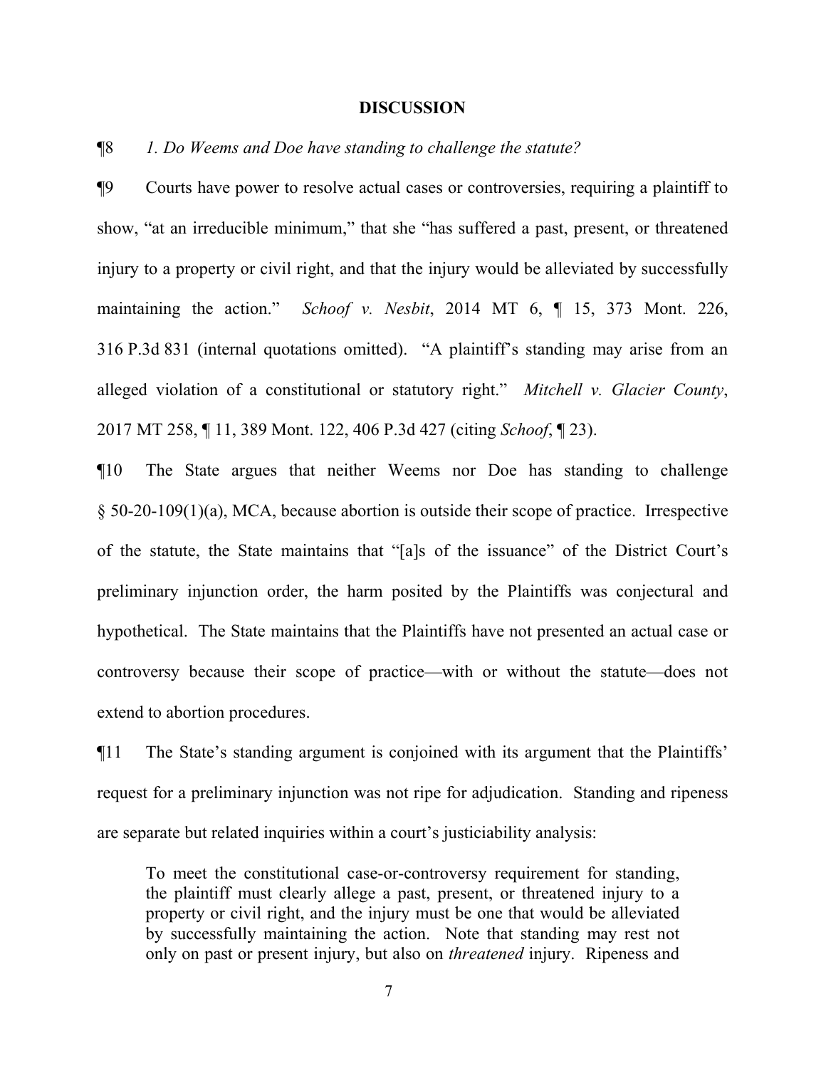## DISCUSSION

¶8 *1. Do Weems and Doe have standing to challenge the statute?*

¶9 Courts have power to resolve actual cases or controversies, requiring a plaintiff to show, "at an irreducible minimum," that she "has suffered a past, present, or threatened injury to a property or civil right, and that the injury would be alleviated by successfully maintaining the action." *Schoof v. Nesbit*, 2014 MT 6, ¶ 15, 373 Mont. 226, 316 P.3d 831 (internal quotations omitted). "A plaintiff's standing may arise from an alleged violation of a constitutional or statutory right." *Mitchell v. Glacier County*, 2017 MT 258, ¶ 11, 389 Mont. 122, 406 P.3d 427 (citing *Schoof*, ¶ 23).

¶10 The State argues that neither Weems nor Doe has standing to challenge § 50-20-109(1)(a), MCA, because abortion is outside their scope of practice. Irrespective of the statute, the State maintains that "[a]s of the issuance" of the District Court's preliminary injunction order, the harm posited by the Plaintiffs was conjectural and hypothetical. The State maintains that the Plaintiffs have not presented an actual case or controversy because their scope of practice—with or without the statute—does not extend to abortion procedures.

¶11 The State's standing argument is conjoined with its argument that the Plaintiffs' request for a preliminary injunction was not ripe for adjudication. Standing and ripeness are separate but related inquiries within a court's justiciability analysis:

> To meet the constitutional case-or-controversy requirement for standing, the plaintiff must clearly allege a past, present, or threatened injury to a property or civil right, and the injury must be one that would be alleviated by successfully maintaining the action. Note that standing may rest not only on past or present injury, but also on *threatened* injury. Ripeness and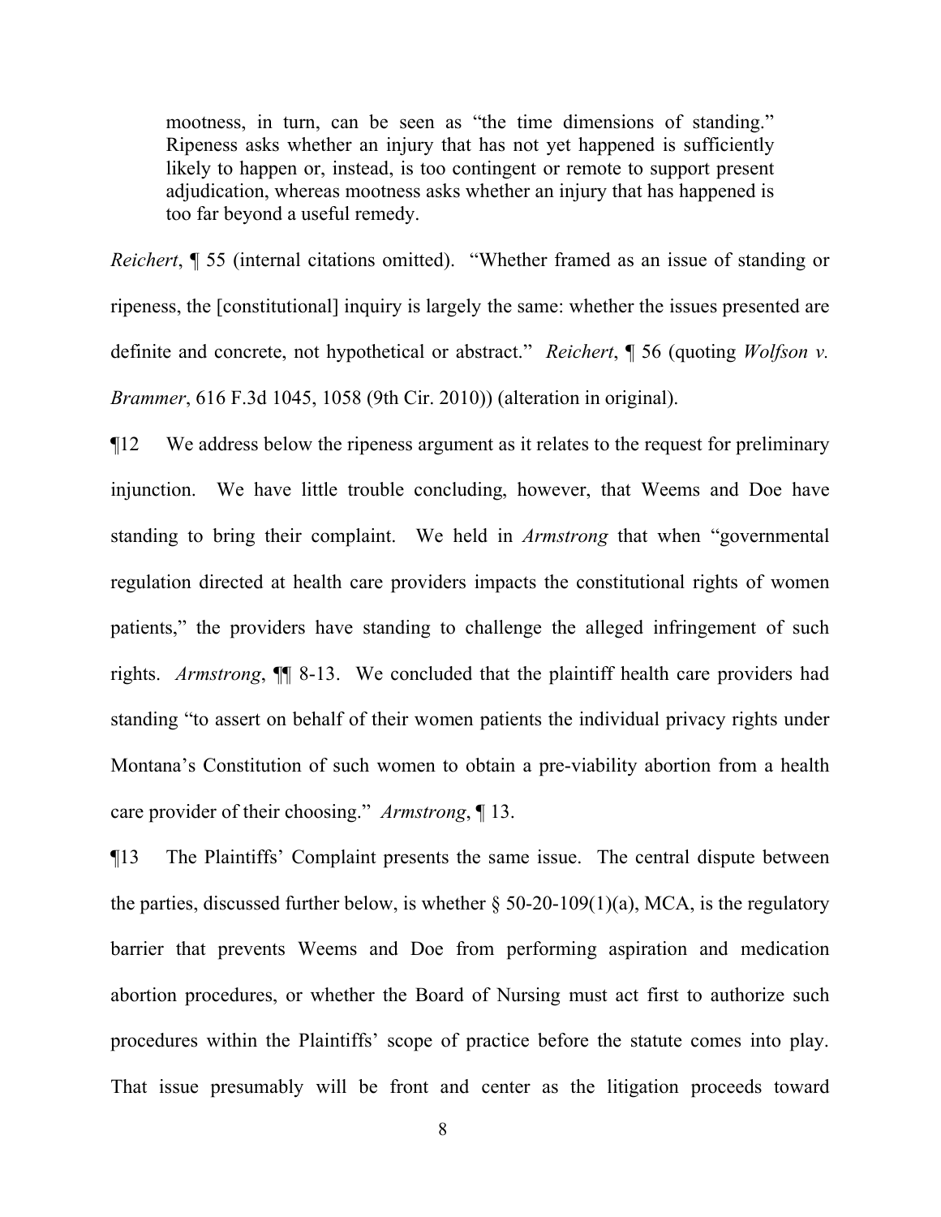> mootness, in turn, can be seen as "the time dimensions of standing." Ripeness asks whether an injury that has not yet happened is sufficiently likely to happen or, instead, is too contingent or remote to support present adjudication, whereas mootness asks whether an injury that has happened is too far beyond a useful remedy.

*Reichert*, ¶ 55 (internal citations omitted). "Whether framed as an issue of standing or ripeness, the [constitutional] inquiry is largely the same: whether the issues presented are definite and concrete, not hypothetical or abstract." *Reichert*, ¶ 56 (quoting *Wolfson v. Brammer*, 616 F.3d 1045, 1058 (9th Cir. 2010)) (alteration in original).

¶12 We address below the ripeness argument as it relates to the request for preliminary injunction. We have little trouble concluding, however, that Weems and Doe have standing to bring their complaint. We held in *Armstrong* that when "governmental regulation directed at health care providers impacts the constitutional rights of women patients," the providers have standing to challenge the alleged infringement of such rights. *Armstrong*, ¶¶ 8-13. We concluded that the plaintiff health care providers had standing "to assert on behalf of their women patients the individual privacy rights under Montana's Constitution of such women to obtain a pre-viability abortion from a health care provider of their choosing." *Armstrong*, ¶ 13.

¶13 The Plaintiffs' Complaint presents the same issue. The central dispute between the parties, discussed further below, is whether § 50-20-109(1)(a), MCA, is the regulatory barrier that prevents Weems and Doe from performing aspiration and medication abortion procedures, or whether the Board of Nursing must act first to authorize such procedures within the Plaintiffs' scope of practice before the statute comes into play. That issue presumably will be front and center as the litigation proceeds toward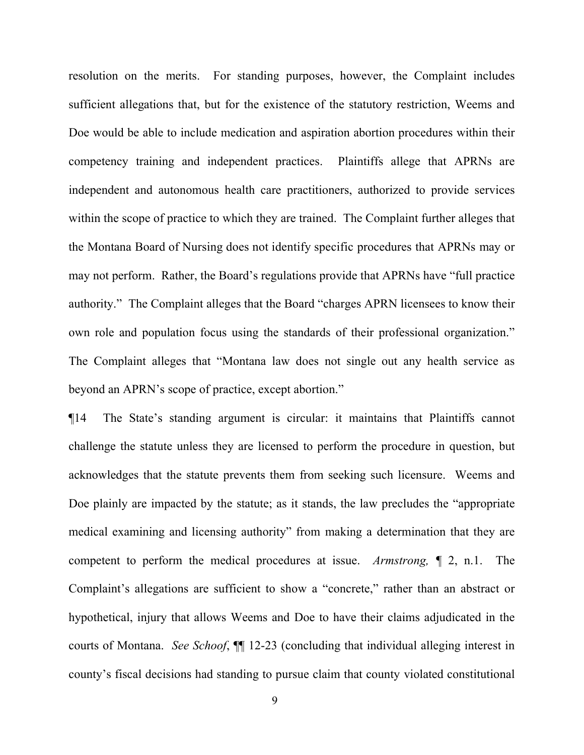resolution on the merits. For standing purposes, however, the Complaint includes sufficient allegations that, but for the existence of the statutory restriction, Weems and Doe would be able to include medication and aspiration abortion procedures within their competency training and independent practices. Plaintiffs allege that APRNs are independent and autonomous health care practitioners, authorized to provide services within the scope of practice to which they are trained. The Complaint further alleges that the Montana Board of Nursing does not identify specific procedures that APRNs may or may not perform. Rather, the Board's regulations provide that APRNs have "full practice authority." The Complaint alleges that the Board "charges APRN licensees to know their own role and population focus using the standards of their professional organization." The Complaint alleges that "Montana law does not single out any health service as beyond an APRN's scope of practice, except abortion."

¶14 The State's standing argument is circular: it maintains that Plaintiffs cannot challenge the statute unless they are licensed to perform the procedure in question, but acknowledges that the statute prevents them from seeking such licensure. Weems and Doe plainly are impacted by the statute; as it stands, the law precludes the "appropriate medical examining and licensing authority" from making a determination that they are competent to perform the medical procedures at issue. *Armstrong,* ¶ 2, n.1. The Complaint's allegations are sufficient to show a "concrete," rather than an abstract or hypothetical, injury that allows Weems and Doe to have their claims adjudicated in the courts of Montana. *See Schoof*, ¶¶ 12-23 (concluding that individual alleging interest in county's fiscal decisions had standing to pursue claim that county violated constitutional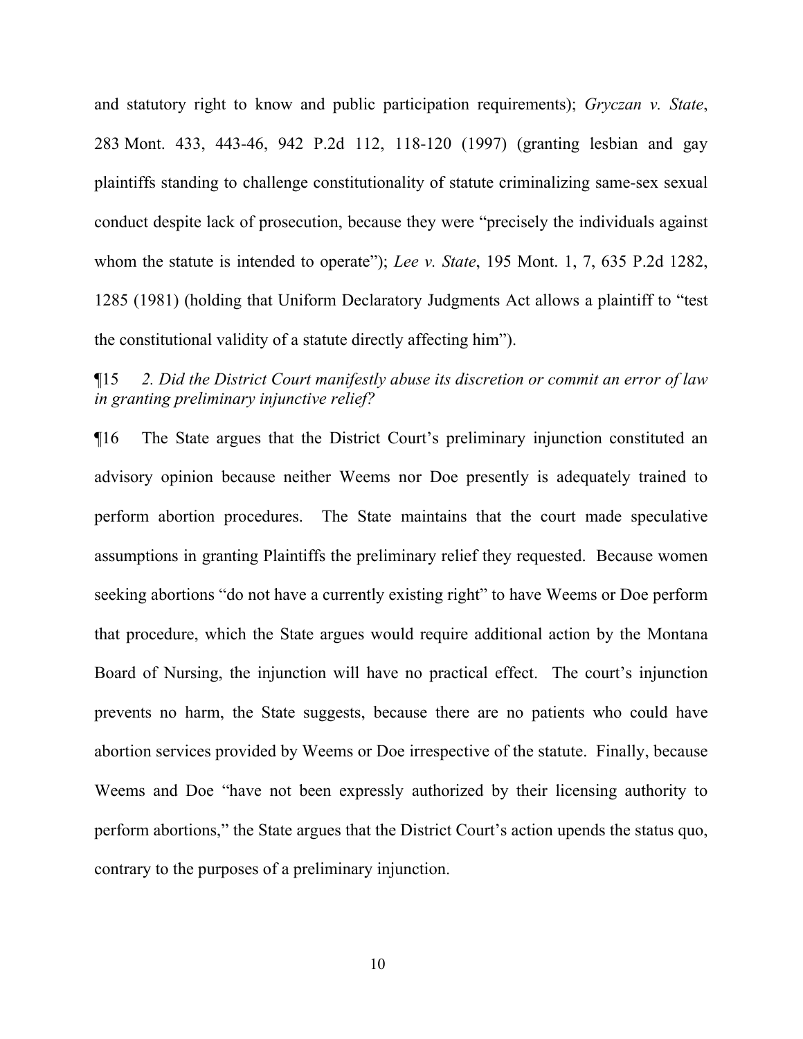and statutory right to know and public participation requirements); *Gryczan v. State*, 283 Mont. 433, 443-46, 942 P.2d 112, 118-120 (1997) (granting lesbian and gay plaintiffs standing to challenge constitutionality of statute criminalizing same-sex sexual conduct despite lack of prosecution, because they were "precisely the individuals against whom the statute is intended to operate"); *Lee v. State*, 195 Mont. 1, 7, 635 P.2d 1282, 1285 (1981) (holding that Uniform Declaratory Judgments Act allows a plaintiff to "test the constitutional validity of a statute directly affecting him").

¶15 *2. Did the District Court manifestly abuse its discretion or commit an error of law in granting preliminary injunctive relief?*

¶16 The State argues that the District Court's preliminary injunction constituted an advisory opinion because neither Weems nor Doe presently is adequately trained to perform abortion procedures. The State maintains that the court made speculative assumptions in granting Plaintiffs the preliminary relief they requested. Because women seeking abortions "do not have a currently existing right" to have Weems or Doe perform that procedure, which the State argues would require additional action by the Montana Board of Nursing, the injunction will have no practical effect. The court's injunction prevents no harm, the State suggests, because there are no patients who could have abortion services provided by Weems or Doe irrespective of the statute. Finally, because Weems and Doe "have not been expressly authorized by their licensing authority to perform abortions," the State argues that the District Court's action upends the status quo, contrary to the purposes of a preliminary injunction.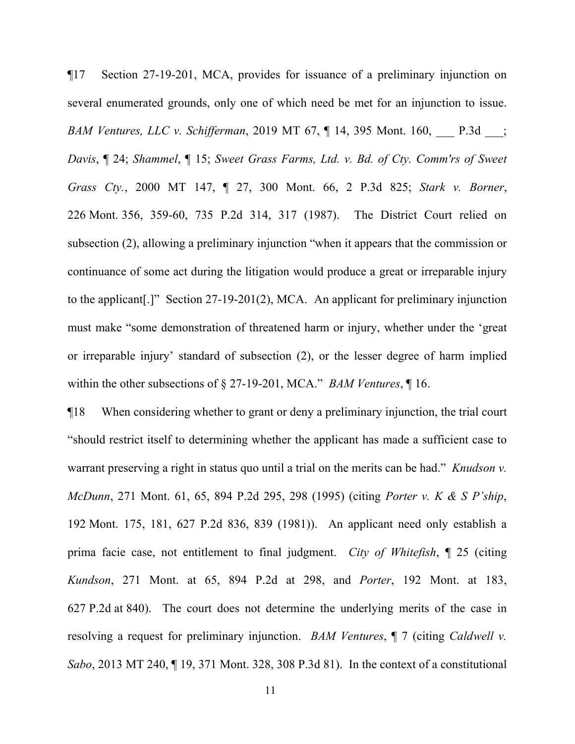¶17 Section 27-19-201, MCA, provides for issuance of a preliminary injunction on several enumerated grounds, only one of which need be met for an injunction to issue. *BAM Ventures, LLC v. Schifferman*, 2019 MT 67, ¶ 14, 395 Mont. 160, ___ P.3d ___; *Davis*, ¶ 24; *Shammel*, ¶ 15; *Sweet Grass Farms, Ltd. v. Bd. of Cty. Comm'rs of Sweet Grass Cty.*, 2000 MT 147, ¶ 27, 300 Mont. 66, 2 P.3d 825; *Stark v. Borner*, 226 Mont. 356, 359-60, 735 P.2d 314, 317 (1987). The District Court relied on subsection (2), allowing a preliminary injunction "when it appears that the commission or continuance of some act during the litigation would produce a great or irreparable injury to the applicant[.]" Section 27-19-201(2), MCA. An applicant for preliminary injunction must make "some demonstration of threatened harm or injury, whether under the 'great or irreparable injury' standard of subsection (2), or the lesser degree of harm implied within the other subsections of § 27-19-201, MCA." *BAM Ventures*, ¶ 16.

¶18 When considering whether to grant or deny a preliminary injunction, the trial court "should restrict itself to determining whether the applicant has made a sufficient case to warrant preserving a right in status quo until a trial on the merits can be had." *Knudson v. McDunn*, 271 Mont. 61, 65, 894 P.2d 295, 298 (1995) (citing *Porter v. K & S P'ship*, 192 Mont. 175, 181, 627 P.2d 836, 839 (1981)). An applicant need only establish a prima facie case, not entitlement to final judgment. *City of Whitefish*, ¶ 25 (citing *Kundson*, 271 Mont. at 65, 894 P.2d at 298, and *Porter*, 192 Mont. at 183, 627 P.2d at 840). The court does not determine the underlying merits of the case in resolving a request for preliminary injunction. *BAM Ventures*, ¶ 7 (citing *Caldwell v. Sabo*, 2013 MT 240, ¶ 19, 371 Mont. 328, 308 P.3d 81). In the context of a constitutional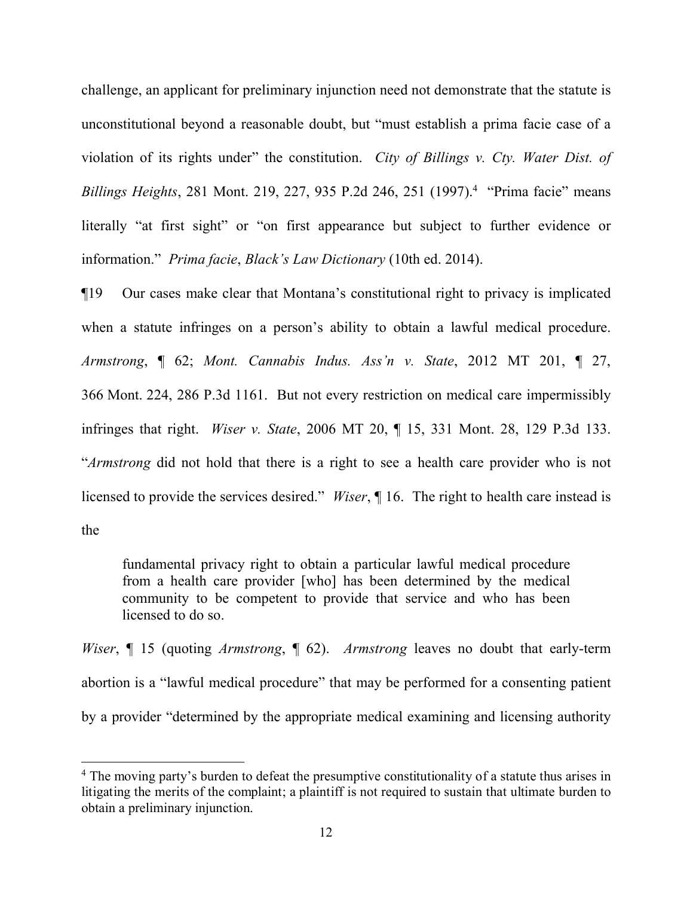challenge, an applicant for preliminary injunction need not demonstrate that the statute is unconstitutional beyond a reasonable doubt, but "must establish a prima facie case of a violation of its rights under" the constitution. *City of Billings v. Cty. Water Dist. of Billings Heights*, 281 Mont. 219, 227, 935 P.2d 246, 251 (1997).[4] "Prima facie" means literally "at first sight" or "on first appearance but subject to further evidence or information." *Prima facie*, *Black's Law Dictionary* (10th ed. 2014).

¶19 Our cases make clear that Montana's constitutional right to privacy is implicated when a statute infringes on a person's ability to obtain a lawful medical procedure. *Armstrong*, ¶ 62; *Mont. Cannabis Indus. Ass'n v. State*, 2012 MT 201, ¶ 27, 366 Mont. 224, 286 P.3d 1161. But not every restriction on medical care impermissibly infringes that right. *Wiser v. State*, 2006 MT 20, ¶ 15, 331 Mont. 28, 129 P.3d 133. "*Armstrong* did not hold that there is a right to see a health care provider who is not licensed to provide the services desired." *Wiser*, ¶ 16. The right to health care instead is the

> fundamental privacy right to obtain a particular lawful medical procedure from a health care provider [who] has been determined by the medical community to be competent to provide that service and who has been licensed to do so.

*Wiser*, ¶ 15 (quoting *Armstrong*, ¶ 62). *Armstrong* leaves no doubt that early-term abortion is a "lawful medical procedure" that may be performed for a consenting patient by a provider "determined by the appropriate medical examining and licensing authority

---

[4] The moving party's burden to defeat the presumptive constitutionality of a statute thus arises in litigating the merits of the complaint; a plaintiff is not required to sustain that ultimate burden to obtain a preliminary injunction.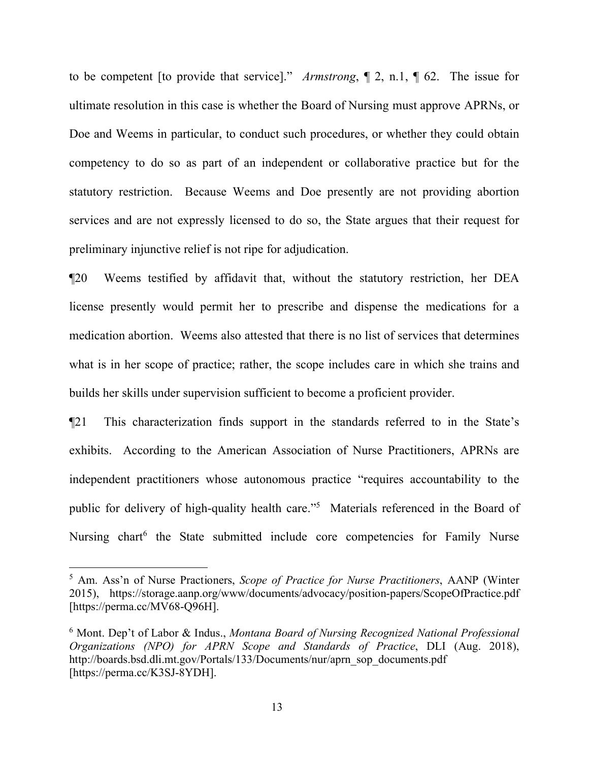to be competent [to provide that service]." *Armstrong*, ¶ 2, n.1, ¶ 62. The issue for ultimate resolution in this case is whether the Board of Nursing must approve APRNs, or Doe and Weems in particular, to conduct such procedures, or whether they could obtain competency to do so as part of an independent or collaborative practice but for the statutory restriction. Because Weems and Doe presently are not providing abortion services and are not expressly licensed to do so, the State argues that their request for preliminary injunctive relief is not ripe for adjudication.

¶20 Weems testified by affidavit that, without the statutory restriction, her DEA license presently would permit her to prescribe and dispense the medications for a medication abortion. Weems also attested that there is no list of services that determines what is in her scope of practice; rather, the scope includes care in which she trains and builds her skills under supervision sufficient to become a proficient provider.

¶21 This characterization finds support in the standards referred to in the State's exhibits. According to the American Association of Nurse Practitioners, APRNs are independent practitioners whose autonomous practice "requires accountability to the public for delivery of high-quality health care."[5] Materials referenced in the Board of Nursing chart[6] the State submitted include core competencies for Family Nurse

---

[5] Am. Ass'n of Nurse Practioners, *Scope of Practice for Nurse Practitioners*, AANP (Winter 2015), https://storage.aanp.org/www/documents/advocacy/position-papers/ScopeOfPractice.pdf [https://perma.cc/MV68-Q96H].

[6] Mont. Dep't of Labor & Indus., *Montana Board of Nursing Recognized National Professional Organizations (NPO) for APRN Scope and Standards of Practice*, DLI (Aug. 2018), http://boards.bsd.dli.mt.gov/Portals/133/Documents/nur/aprn_sop_documents.pdf [https://perma.cc/K3SJ-8YDH].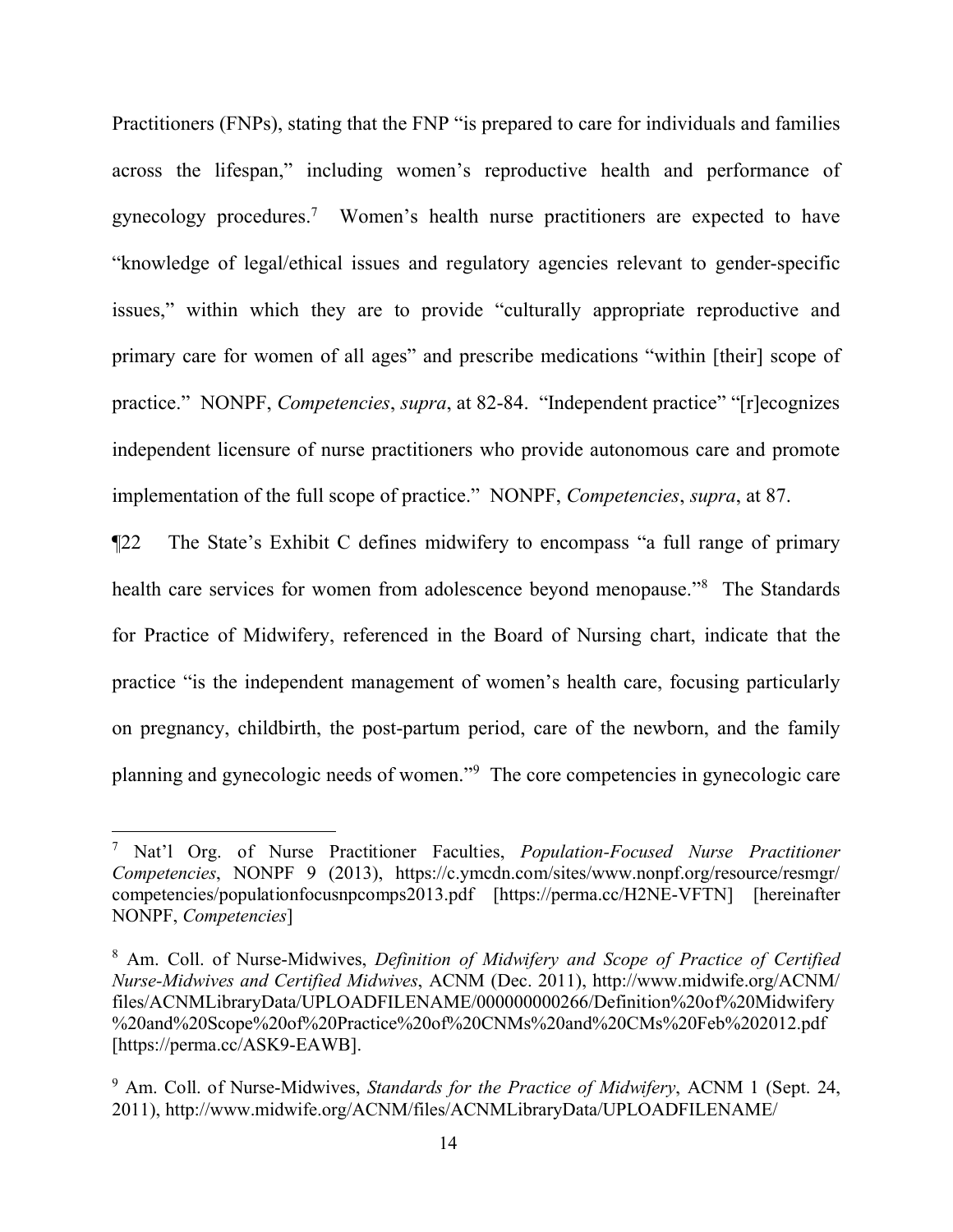Practitioners (FNPs), stating that the FNP "is prepared to care for individuals and families across the lifespan," including women's reproductive health and performance of gynecology procedures.[7] Women's health nurse practitioners are expected to have "knowledge of legal/ethical issues and regulatory agencies relevant to gender-specific issues," within which they are to provide "culturally appropriate reproductive and primary care for women of all ages" and prescribe medications "within [their] scope of practice." NONPF, *Competencies*, *supra*, at 82-84. "Independent practice" "[r]ecognizes independent licensure of nurse practitioners who provide autonomous care and promote implementation of the full scope of practice." NONPF, *Competencies*, *supra*, at 87.

¶22 The State's Exhibit C defines midwifery to encompass "a full range of primary health care services for women from adolescence beyond menopause."[8] The Standards for Practice of Midwifery, referenced in the Board of Nursing chart, indicate that the practice "is the independent management of women's health care, focusing particularly on pregnancy, childbirth, the post-partum period, care of the newborn, and the family planning and gynecologic needs of women."[9] The core competencies in gynecologic care

---

[7] Nat'l Org. of Nurse Practitioner Faculties, *Population-Focused Nurse Practitioner Competencies*, NONPF 9 (2013), https://c.ymcdn.com/sites/www.nonpf.org/resource/resmgr/competencies/populationfocusnpcomps2013.pdf [https://perma.cc/H2NE-VFTN] [hereinafter NONPF, *Competencies*]

[8] Am. Coll. of Nurse-Midwives, *Definition of Midwifery and Scope of Practice of Certified Nurse-Midwives and Certified Midwives*, ACNM (Dec. 2011), http://www.midwife.org/ACNM/files/ACNMLibraryData/UPLOADFILENAME/000000000266/Definition%20of%20Midwifery%20and%20Scope%20of%20Practice%20of%20CNMs%20and%20CMs%20Feb%202012.pdf [https://perma.cc/ASK9-EAWB].

[9] Am. Coll. of Nurse-Midwives, *Standards for the Practice of Midwifery*, ACNM 1 (Sept. 24, 2011), http://www.midwife.org/ACNM/files/ACNMLibraryData/UPLOADFILENAME/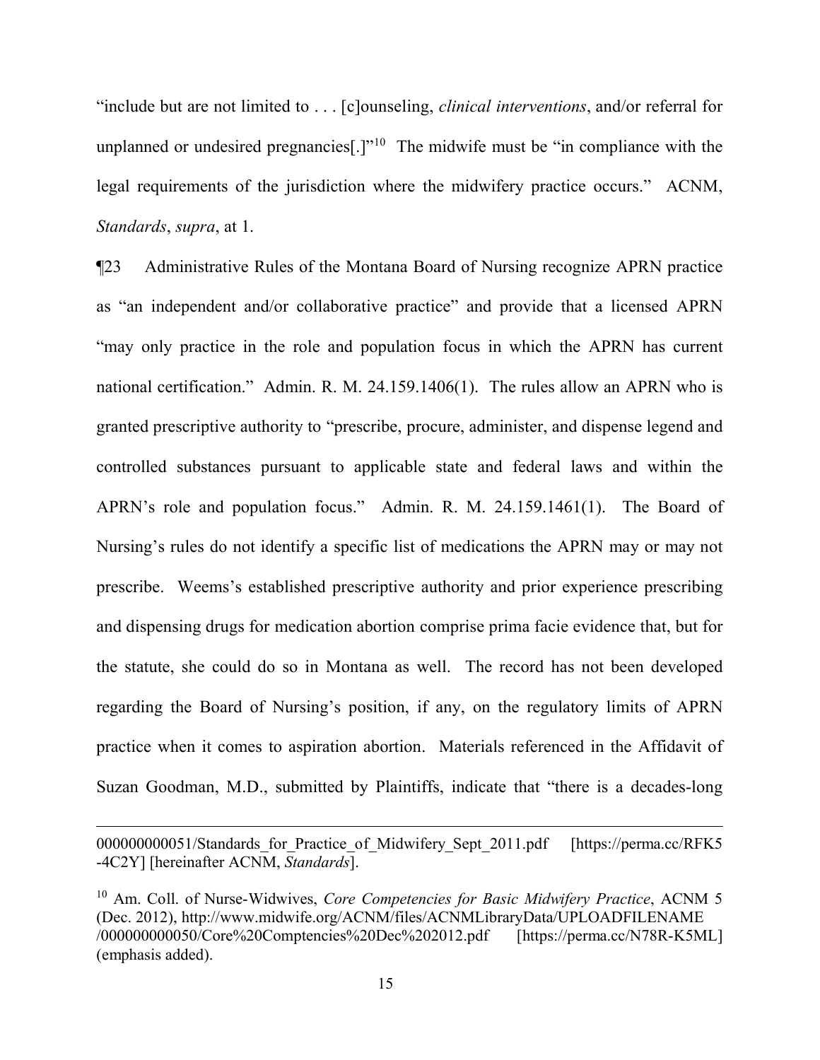"include but are not limited to . . . [c]ounseling, *clinical interventions*, and/or referral for unplanned or undesired pregnancies[.]"[10] The midwife must be "in compliance with the legal requirements of the jurisdiction where the midwifery practice occurs." ACNM, *Standards*, *supra*, at 1.

¶23 Administrative Rules of the Montana Board of Nursing recognize APRN practice as "an independent and/or collaborative practice" and provide that a licensed APRN "may only practice in the role and population focus in which the APRN has current national certification." Admin. R. M. 24.159.1406(1). The rules allow an APRN who is granted prescriptive authority to "prescribe, procure, administer, and dispense legend and controlled substances pursuant to applicable state and federal laws and within the APRN's role and population focus." Admin. R. M. 24.159.1461(1). The Board of Nursing's rules do not identify a specific list of medications the APRN may or may not prescribe. Weems's established prescriptive authority and prior experience prescribing and dispensing drugs for medication abortion comprise prima facie evidence that, but for the statute, she could do so in Montana as well. The record has not been developed regarding the Board of Nursing's position, if any, on the regulatory limits of APRN practice when it comes to aspiration abortion. Materials referenced in the Affidavit of Suzan Goodman, M.D., submitted by Plaintiffs, indicate that "there is a decades-long

---

000000000051/Standards_for_Practice_of_Midwifery_Sept_2011.pdf [https://perma.cc/RFK5-4C2Y] [hereinafter ACNM, *Standards*].

[10] Am. Coll. of Nurse-Widwives, *Core Competencies for Basic Midwifery Practice*, ACNM 5 (Dec. 2012), http://www.midwife.org/ACNM/files/ACNMLibraryData/UPLOADFILENAME/000000000050/Core%20Comptencies%20Dec%202012.pdf [https://perma.cc/N78R-K5ML] (emphasis added).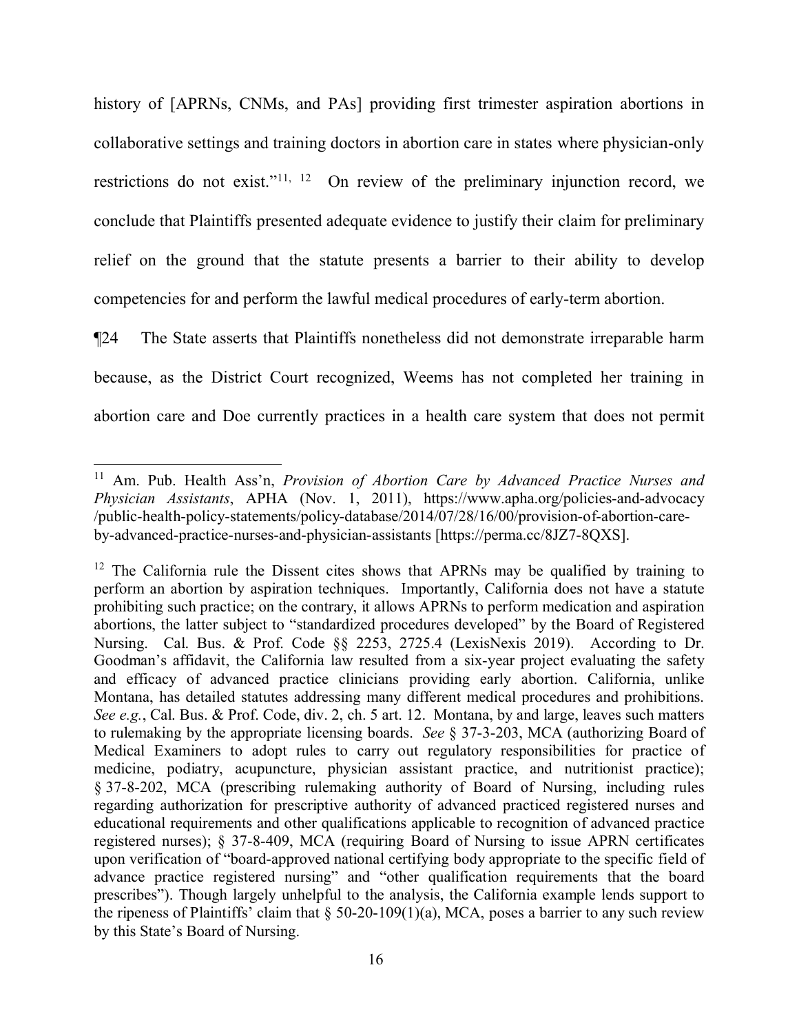history of [APRNs, CNMs, and PAs] providing first trimester aspiration abortions in collaborative settings and training doctors in abortion care in states where physician-only restrictions do not exist."[11, 12] On review of the preliminary injunction record, we conclude that Plaintiffs presented adequate evidence to justify their claim for preliminary relief on the ground that the statute presents a barrier to their ability to develop competencies for and perform the lawful medical procedures of early-term abortion.

¶24 The State asserts that Plaintiffs nonetheless did not demonstrate irreparable harm because, as the District Court recognized, Weems has not completed her training in abortion care and Doe currently practices in a health care system that does not permit

---

[11] Am. Pub. Health Ass'n, *Provision of Abortion Care by Advanced Practice Nurses and Physician Assistants*, APHA (Nov. 1, 2011), https://www.apha.org/policies-and-advocacy/public-health-policy-statements/policy-database/2014/07/28/16/00/provision-of-abortion-care-by-advanced-practice-nurses-and-physician-assistants [https://perma.cc/8JZ7-8QXS].

[12] The California rule the Dissent cites shows that APRNs may be qualified by training to perform an abortion by aspiration techniques. Importantly, California does not have a statute prohibiting such practice; on the contrary, it allows APRNs to perform medication and aspiration abortions, the latter subject to "standardized procedures developed" by the Board of Registered Nursing. Cal. Bus. & Prof. Code §§ 2253, 2725.4 (LexisNexis 2019). According to Dr. Goodman's affidavit, the California law resulted from a six-year project evaluating the safety and efficacy of advanced practice clinicians providing early abortion. California, unlike Montana, has detailed statutes addressing many different medical procedures and prohibitions. *See e.g.*, Cal. Bus. & Prof. Code, div. 2, ch. 5 art. 12. Montana, by and large, leaves such matters to rulemaking by the appropriate licensing boards. *See* § 37-3-203, MCA (authorizing Board of Medical Examiners to adopt rules to carry out regulatory responsibilities for practice of medicine, podiatry, acupuncture, physician assistant practice, and nutritionist practice); § 37-8-202, MCA (prescribing rulemaking authority of Board of Nursing, including rules regarding authorization for prescriptive authority of advanced practiced registered nurses and educational requirements and other qualifications applicable to recognition of advanced practice registered nurses); § 37-8-409, MCA (requiring Board of Nursing to issue APRN certificates upon verification of "board-approved national certifying body appropriate to the specific field of advance practice registered nursing" and "other qualification requirements that the board prescribes"). Though largely unhelpful to the analysis, the California example lends support to the ripeness of Plaintiffs' claim that § 50-20-109(1)(a), MCA, poses a barrier to any such review by this State's Board of Nursing.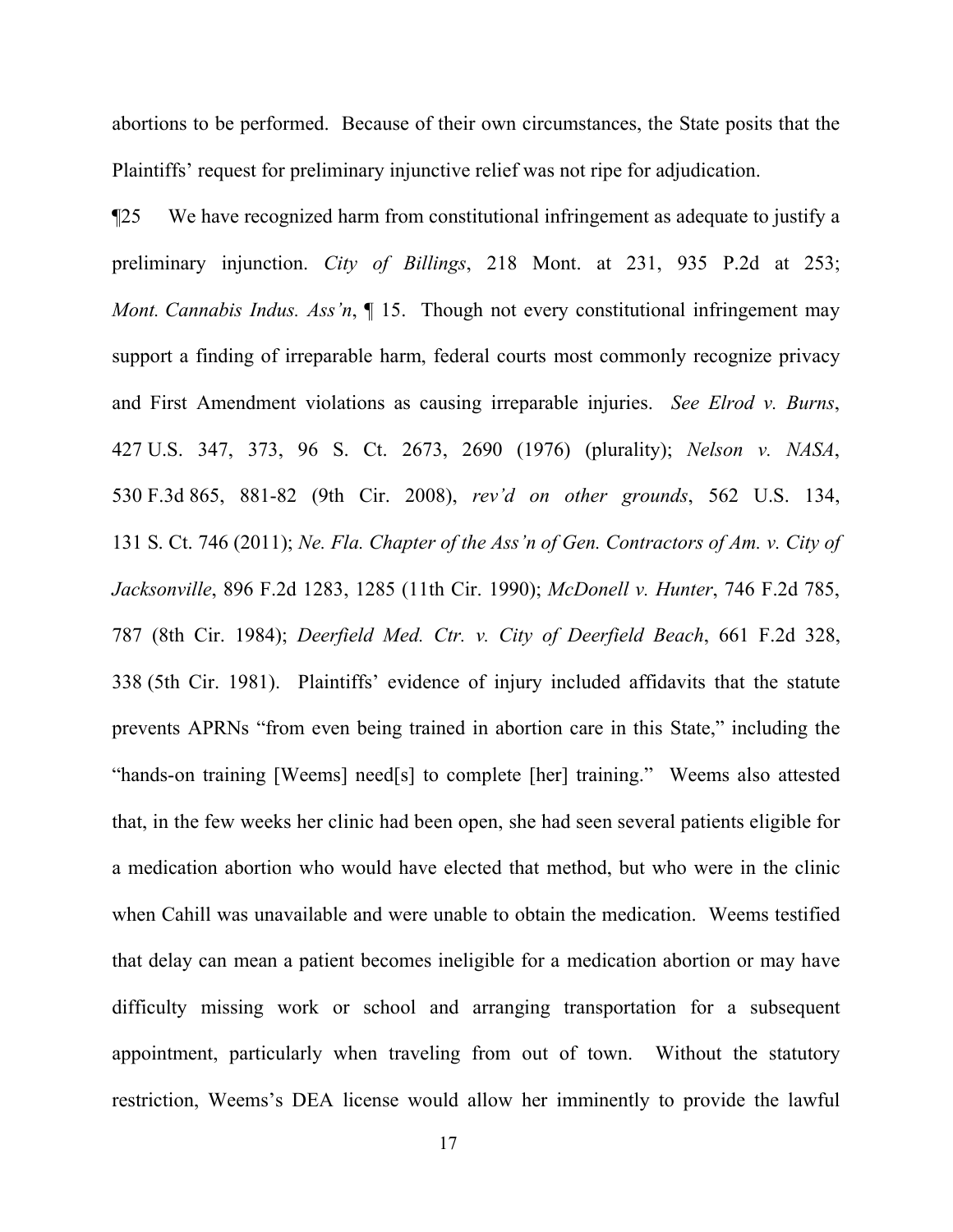abortions to be performed. Because of their own circumstances, the State posits that the Plaintiffs' request for preliminary injunctive relief was not ripe for adjudication.

¶25 We have recognized harm from constitutional infringement as adequate to justify a preliminary injunction. *City of Billings*, 218 Mont. at 231, 935 P.2d at 253; *Mont. Cannabis Indus. Ass'n*, ¶ 15. Though not every constitutional infringement may support a finding of irreparable harm, federal courts most commonly recognize privacy and First Amendment violations as causing irreparable injuries. *See Elrod v. Burns*, 427 U.S. 347, 373, 96 S. Ct. 2673, 2690 (1976) (plurality); *Nelson v. NASA*, 530 F.3d 865, 881-82 (9th Cir. 2008), *rev'd on other grounds*, 562 U.S. 134, 131 S. Ct. 746 (2011); *Ne. Fla. Chapter of the Ass'n of Gen. Contractors of Am. v. City of Jacksonville*, 896 F.2d 1283, 1285 (11th Cir. 1990); *McDonell v. Hunter*, 746 F.2d 785, 787 (8th Cir. 1984); *Deerfield Med. Ctr. v. City of Deerfield Beach*, 661 F.2d 328, 338 (5th Cir. 1981). Plaintiffs' evidence of injury included affidavits that the statute prevents APRNs "from even being trained in abortion care in this State," including the "hands-on training [Weems] need[s] to complete [her] training." Weems also attested that, in the few weeks her clinic had been open, she had seen several patients eligible for a medication abortion who would have elected that method, but who were in the clinic when Cahill was unavailable and were unable to obtain the medication. Weems testified that delay can mean a patient becomes ineligible for a medication abortion or may have difficulty missing work or school and arranging transportation for a subsequent appointment, particularly when traveling from out of town. Without the statutory restriction, Weems's DEA license would allow her imminently to provide the lawful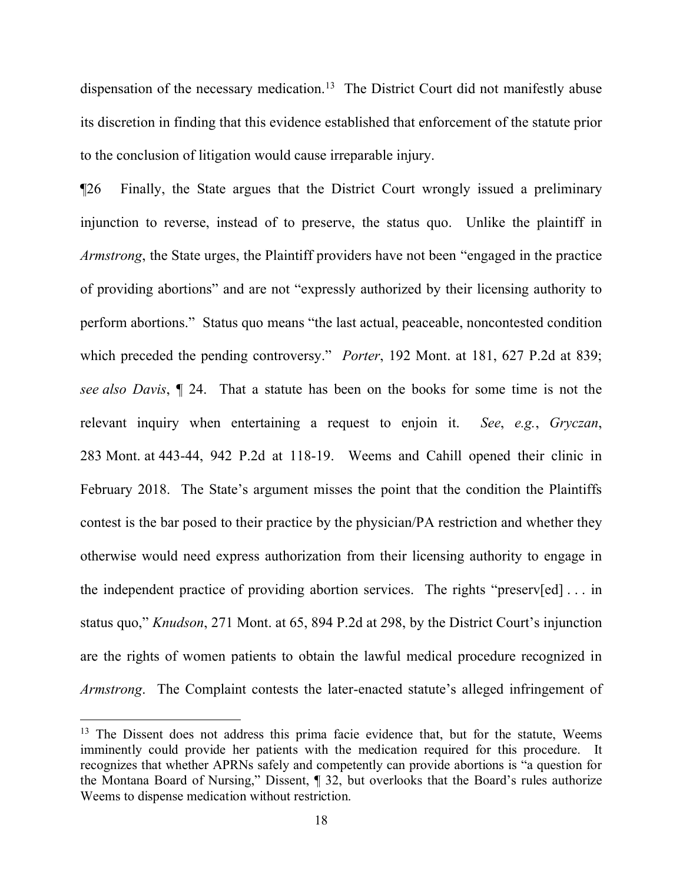dispensation of the necessary medication.[13] The District Court did not manifestly abuse its discretion in finding that this evidence established that enforcement of the statute prior to the conclusion of litigation would cause irreparable injury.

¶26 Finally, the State argues that the District Court wrongly issued a preliminary injunction to reverse, instead of to preserve, the status quo. Unlike the plaintiff in *Armstrong*, the State urges, the Plaintiff providers have not been "engaged in the practice of providing abortions" and are not "expressly authorized by their licensing authority to perform abortions." Status quo means "the last actual, peaceable, noncontested condition which preceded the pending controversy." *Porter*, 192 Mont. at 181, 627 P.2d at 839; *see also Davis*, ¶ 24. That a statute has been on the books for some time is not the relevant inquiry when entertaining a request to enjoin it. *See*, *e.g.*, *Gryczan*, 283 Mont. at 443-44, 942 P.2d at 118-19. Weems and Cahill opened their clinic in February 2018. The State's argument misses the point that the condition the Plaintiffs contest is the bar posed to their practice by the physician/PA restriction and whether they otherwise would need express authorization from their licensing authority to engage in the independent practice of providing abortion services. The rights "preserv[ed] . . . in status quo," *Knudson*, 271 Mont. at 65, 894 P.2d at 298, by the District Court's injunction are the rights of women patients to obtain the lawful medical procedure recognized in *Armstrong*. The Complaint contests the later-enacted statute's alleged infringement of

---

[13] The Dissent does not address this prima facie evidence that, but for the statute, Weems imminently could provide her patients with the medication required for this procedure. It recognizes that whether APRNs safely and competently can provide abortions is "a question for the Montana Board of Nursing," Dissent, ¶ 32, but overlooks that the Board's rules authorize Weems to dispense medication without restriction.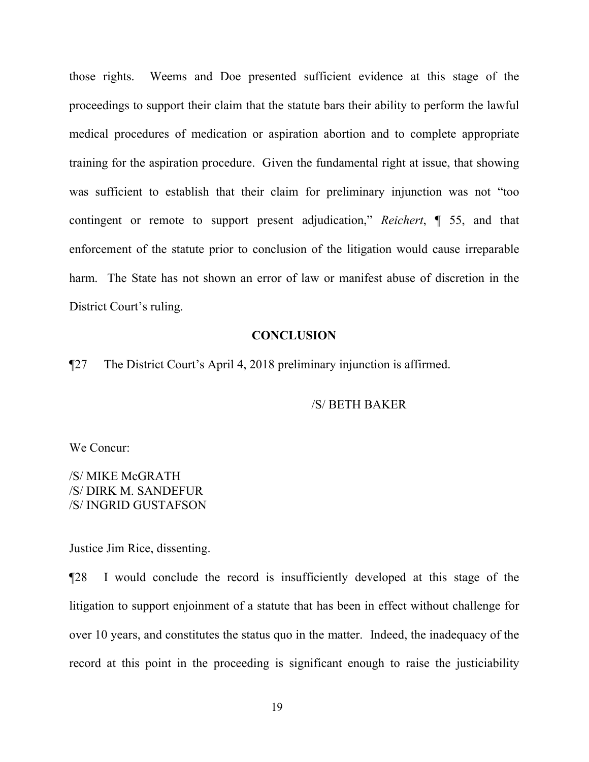those rights. Weems and Doe presented sufficient evidence at this stage of the proceedings to support their claim that the statute bars their ability to perform the lawful medical procedures of medication or aspiration abortion and to complete appropriate training for the aspiration procedure. Given the fundamental right at issue, that showing was sufficient to establish that their claim for preliminary injunction was not "too contingent or remote to support present adjudication," *Reichert*, ¶ 55, and that enforcement of the statute prior to conclusion of the litigation would cause irreparable harm. The State has not shown an error of law or manifest abuse of discretion in the District Court's ruling.

## CONCLUSION

¶27 The District Court's April 4, 2018 preliminary injunction is affirmed.

/S/ BETH BAKER

We Concur:

/S/ MIKE McGRATH
/S/ DIRK M. SANDEFUR
/S/ INGRID GUSTAFSON

Justice Jim Rice, dissenting.

¶28 I would conclude the record is insufficiently developed at this stage of the litigation to support enjoinment of a statute that has been in effect without challenge for over 10 years, and constitutes the status quo in the matter. Indeed, the inadequacy of the record at this point in the proceeding is significant enough to raise the justiciability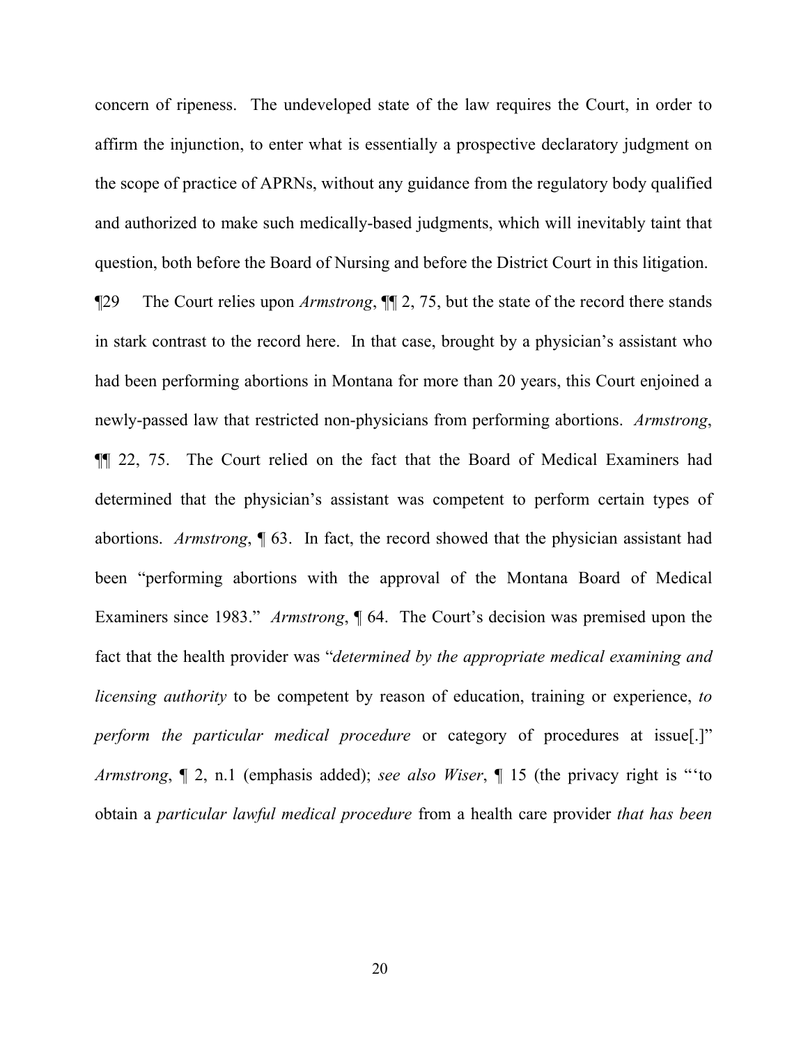concern of ripeness. The undeveloped state of the law requires the Court, in order to affirm the injunction, to enter what is essentially a prospective declaratory judgment on the scope of practice of APRNs, without any guidance from the regulatory body qualified and authorized to make such medically-based judgments, which will inevitably taint that question, both before the Board of Nursing and before the District Court in this litigation.

¶29 The Court relies upon *Armstrong*, ¶¶ 2, 75, but the state of the record there stands in stark contrast to the record here. In that case, brought by a physician's assistant who had been performing abortions in Montana for more than 20 years, this Court enjoined a newly-passed law that restricted non-physicians from performing abortions. *Armstrong*, ¶¶ 22, 75. The Court relied on the fact that the Board of Medical Examiners had determined that the physician's assistant was competent to perform certain types of abortions. *Armstrong*, ¶ 63. In fact, the record showed that the physician assistant had been "performing abortions with the approval of the Montana Board of Medical Examiners since 1983." *Armstrong*, ¶ 64. The Court's decision was premised upon the fact that the health provider was "*determined by the appropriate medical examining and licensing authority* to be competent by reason of education, training or experience, *to perform the particular medical procedure* or category of procedures at issue[.]" *Armstrong*, ¶ 2, n.1 (emphasis added); *see also Wiser*, ¶ 15 (the privacy right is "'to obtain a *particular lawful medical procedure* from a health care provider *that has been*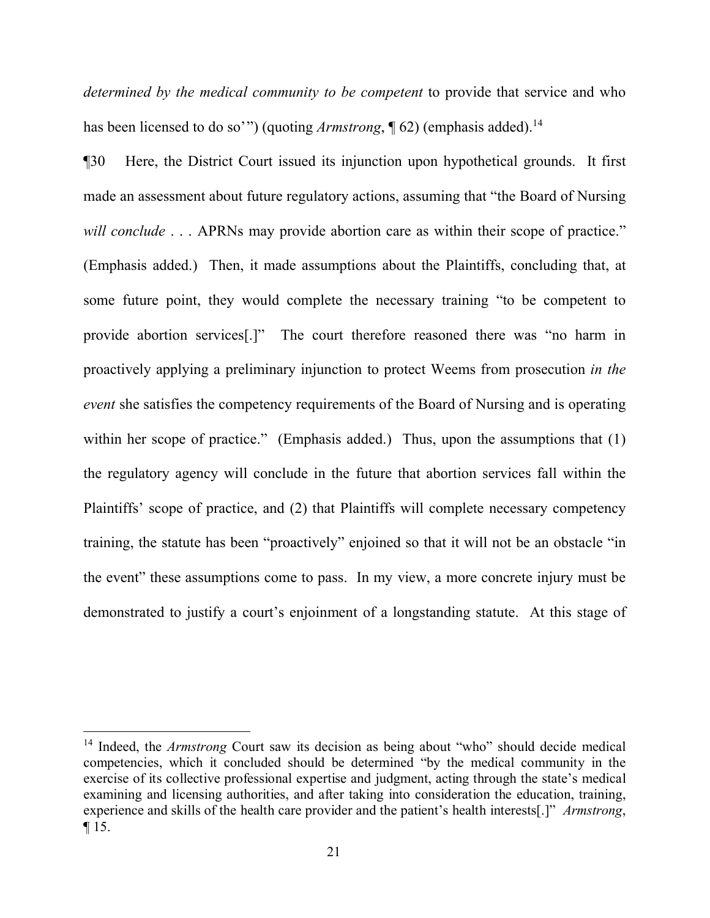*determined by the medical community to be competent* to provide that service and who has been licensed to do so'") (quoting *Armstrong*, ¶ 62) (emphasis added).[14]

¶30 Here, the District Court issued its injunction upon hypothetical grounds. It first made an assessment about future regulatory actions, assuming that "the Board of Nursing *will conclude* . . . APRNs may provide abortion care as within their scope of practice." (Emphasis added.) Then, it made assumptions about the Plaintiffs, concluding that, at some future point, they would complete the necessary training "to be competent to provide abortion services[.]" The court therefore reasoned there was "no harm in proactively applying a preliminary injunction to protect Weems from prosecution *in the event* she satisfies the competency requirements of the Board of Nursing and is operating within her scope of practice." (Emphasis added.) Thus, upon the assumptions that (1) the regulatory agency will conclude in the future that abortion services fall within the Plaintiffs' scope of practice, and (2) that Plaintiffs will complete necessary competency training, the statute has been "proactively" enjoined so that it will not be an obstacle "in the event" these assumptions come to pass. In my view, a more concrete injury must be demonstrated to justify a court's enjoinment of a longstanding statute. At this stage of

---

[14] Indeed, the *Armstrong* Court saw its decision as being about "who" should decide medical competencies, which it concluded should be determined "by the medical community in the exercise of its collective professional expertise and judgment, acting through the state's medical examining and licensing authorities, and after taking into consideration the education, training, experience and skills of the health care provider and the patient's health interests[.]" *Armstrong*, ¶ 15.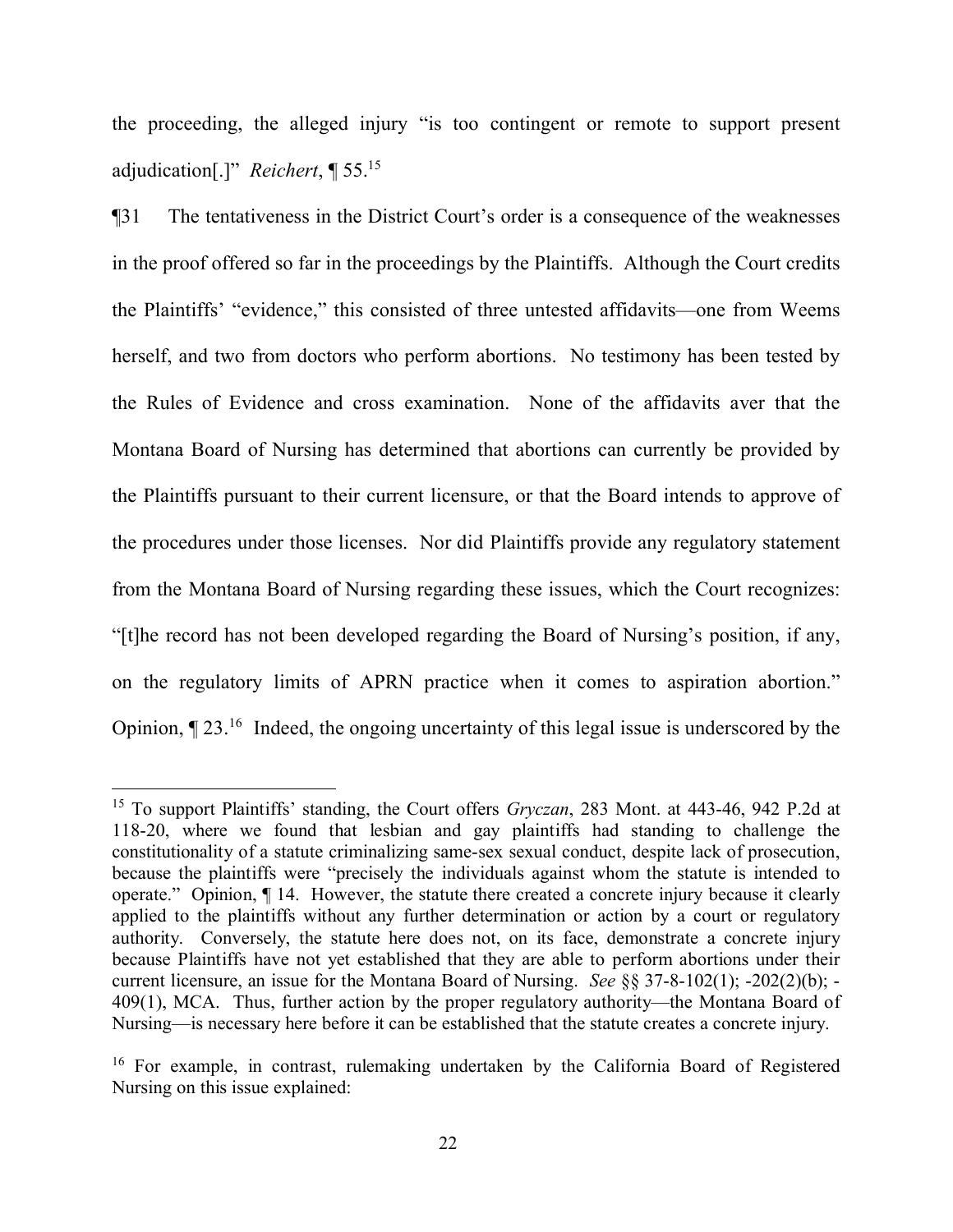the proceeding, the alleged injury "is too contingent or remote to support present adjudication[.]" *Reichert*, ¶ 55.[15]

¶31 The tentativeness in the District Court's order is a consequence of the weaknesses in the proof offered so far in the proceedings by the Plaintiffs. Although the Court credits the Plaintiffs' "evidence," this consisted of three untested affidavits—one from Weems herself, and two from doctors who perform abortions. No testimony has been tested by the Rules of Evidence and cross examination. None of the affidavits aver that the Montana Board of Nursing has determined that abortions can currently be provided by the Plaintiffs pursuant to their current licensure, or that the Board intends to approve of the procedures under those licenses. Nor did Plaintiffs provide any regulatory statement from the Montana Board of Nursing regarding these issues, which the Court recognizes: "[t]he record has not been developed regarding the Board of Nursing's position, if any, on the regulatory limits of APRN practice when it comes to aspiration abortion." Opinion, ¶ 23.[16] Indeed, the ongoing uncertainty of this legal issue is underscored by the

---

[15] To support Plaintiffs' standing, the Court offers *Gryczan*, 283 Mont. at 443-46, 942 P.2d at 118-20, where we found that lesbian and gay plaintiffs had standing to challenge the constitutionality of a statute criminalizing same-sex sexual conduct, despite lack of prosecution, because the plaintiffs were "precisely the individuals against whom the statute is intended to operate." Opinion, ¶ 14. However, the statute there created a concrete injury because it clearly applied to the plaintiffs without any further determination or action by a court or regulatory authority. Conversely, the statute here does not, on its face, demonstrate a concrete injury because Plaintiffs have not yet established that they are able to perform abortions under their current licensure, an issue for the Montana Board of Nursing. *See* §§ 37-8-102(1); -202(2)(b); -409(1), MCA. Thus, further action by the proper regulatory authority—the Montana Board of Nursing—is necessary here before it can be established that the statute creates a concrete injury.

[16] For example, in contrast, rulemaking undertaken by the California Board of Registered Nursing on this issue explained: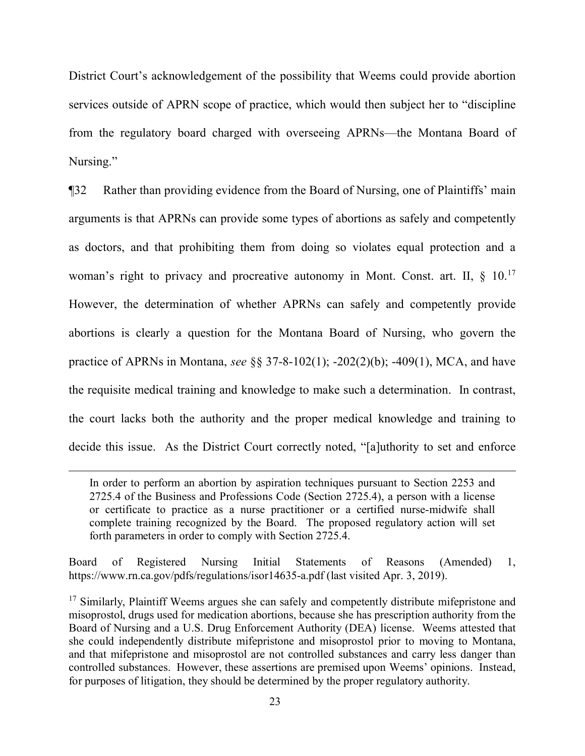District Court's acknowledgement of the possibility that Weems could provide abortion services outside of APRN scope of practice, which would then subject her to "discipline from the regulatory board charged with overseeing APRNs—the Montana Board of Nursing."

¶32 Rather than providing evidence from the Board of Nursing, one of Plaintiffs' main arguments is that APRNs can provide some types of abortions as safely and competently as doctors, and that prohibiting them from doing so violates equal protection and a woman's right to privacy and procreative autonomy in Mont. Const. art. II, § 10.[17] However, the determination of whether APRNs can safely and competently provide abortions is clearly a question for the Montana Board of Nursing, who govern the practice of APRNs in Montana, *see* §§ 37-8-102(1); -202(2)(b); -409(1), MCA, and have the requisite medical training and knowledge to make such a determination. In contrast, the court lacks both the authority and the proper medical knowledge and training to decide this issue. As the District Court correctly noted, "[a]uthority to set and enforce

---

> In order to perform an abortion by aspiration techniques pursuant to Section 2253 and 2725.4 of the Business and Professions Code (Section 2725.4), a person with a license or certificate to practice as a nurse practitioner or a certified nurse-midwife shall complete training recognized by the Board. The proposed regulatory action will set forth parameters in order to comply with Section 2725.4.

Board of Registered Nursing Initial Statements of Reasons (Amended) 1, https://www.rn.ca.gov/pdfs/regulations/isor14635-a.pdf (last visited Apr. 3, 2019).

[17] Similarly, Plaintiff Weems argues she can safely and competently distribute mifepristone and misoprostol, drugs used for medication abortions, because she has prescription authority from the Board of Nursing and a U.S. Drug Enforcement Authority (DEA) license. Weems attested that she could independently distribute mifepristone and misoprostol prior to moving to Montana, and that mifepristone and misoprostol are not controlled substances and carry less danger than controlled substances. However, these assertions are premised upon Weems' opinions. Instead, for purposes of litigation, they should be determined by the proper regulatory authority.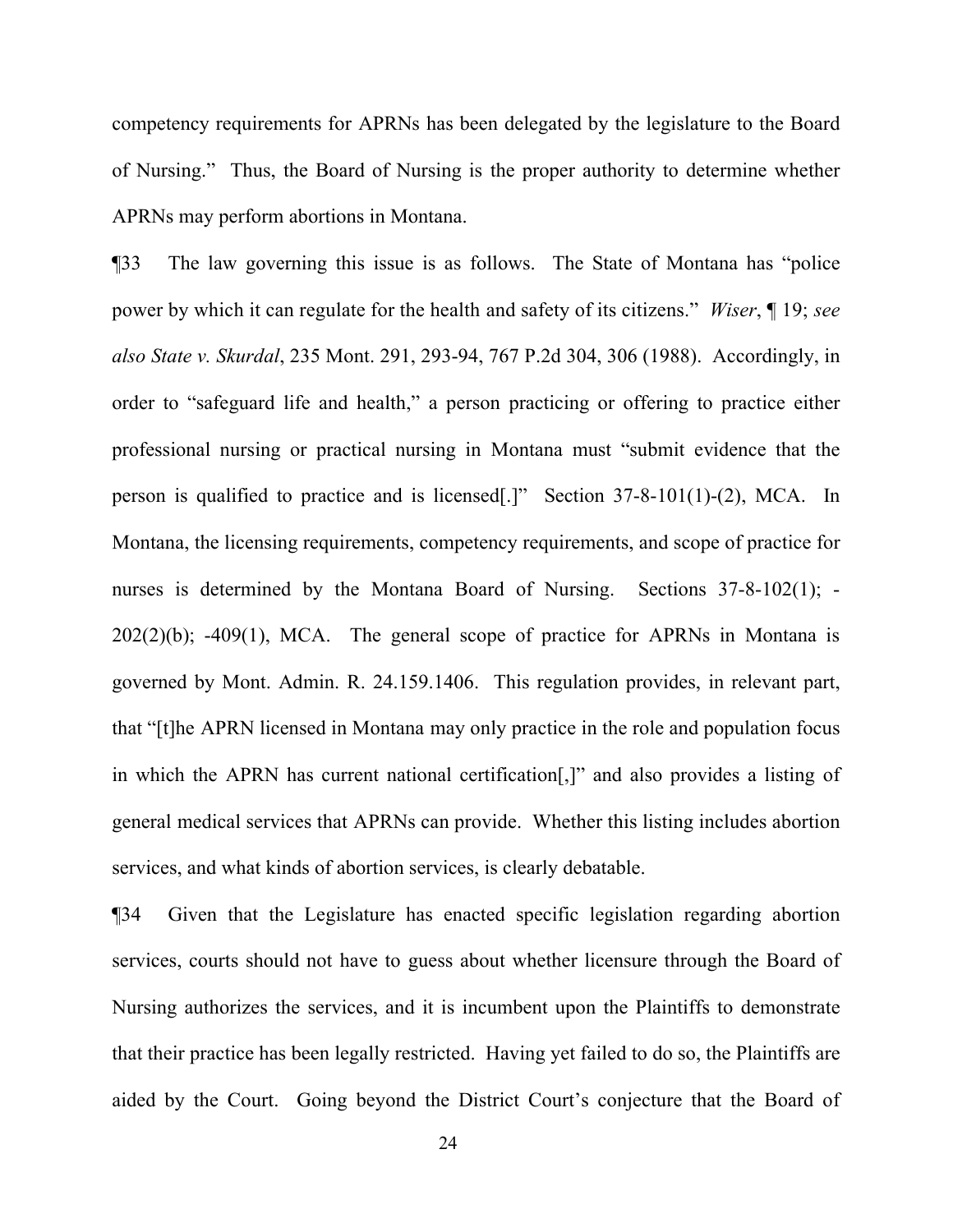competency requirements for APRNs has been delegated by the legislature to the Board of Nursing." Thus, the Board of Nursing is the proper authority to determine whether APRNs may perform abortions in Montana.

¶33 The law governing this issue is as follows. The State of Montana has "police power by which it can regulate for the health and safety of its citizens." *Wiser*, ¶ 19; *see also State v. Skurdal*, 235 Mont. 291, 293-94, 767 P.2d 304, 306 (1988). Accordingly, in order to "safeguard life and health," a person practicing or offering to practice either professional nursing or practical nursing in Montana must "submit evidence that the person is qualified to practice and is licensed[.]" Section 37-8-101(1)-(2), MCA. In Montana, the licensing requirements, competency requirements, and scope of practice for nurses is determined by the Montana Board of Nursing. Sections 37-8-102(1); -202(2)(b); -409(1), MCA. The general scope of practice for APRNs in Montana is governed by Mont. Admin. R. 24.159.1406. This regulation provides, in relevant part, that "[t]he APRN licensed in Montana may only practice in the role and population focus in which the APRN has current national certification[,]" and also provides a listing of general medical services that APRNs can provide. Whether this listing includes abortion services, and what kinds of abortion services, is clearly debatable.

¶34 Given that the Legislature has enacted specific legislation regarding abortion services, courts should not have to guess about whether licensure through the Board of Nursing authorizes the services, and it is incumbent upon the Plaintiffs to demonstrate that their practice has been legally restricted. Having yet failed to do so, the Plaintiffs are aided by the Court. Going beyond the District Court's conjecture that the Board of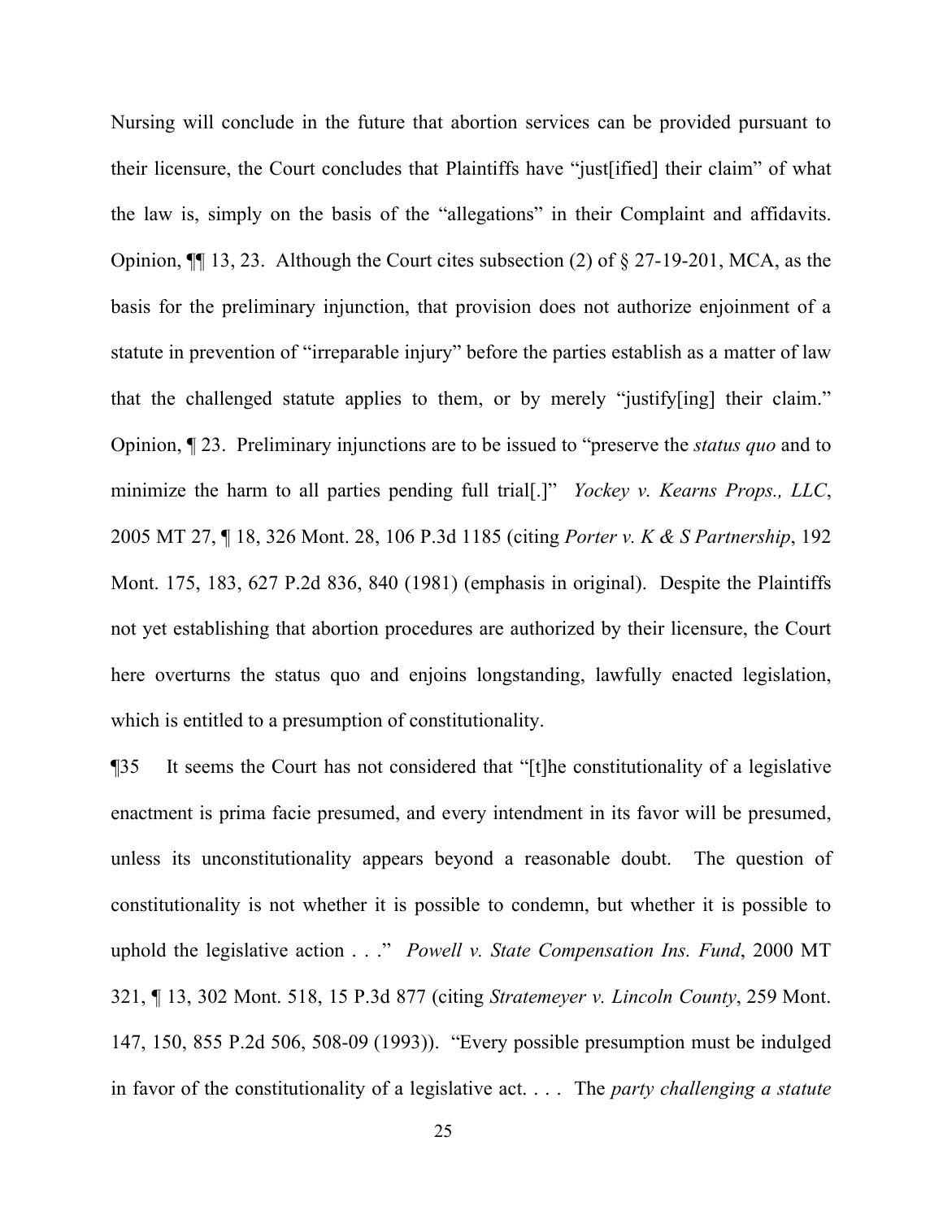Nursing will conclude in the future that abortion services can be provided pursuant to their licensure, the Court concludes that Plaintiffs have "just[ified] their claim" of what the law is, simply on the basis of the "allegations" in their Complaint and affidavits. Opinion, ¶¶ 13, 23. Although the Court cites subsection (2) of § 27-19-201, MCA, as the basis for the preliminary injunction, that provision does not authorize enjoinment of a statute in prevention of "irreparable injury" before the parties establish as a matter of law that the challenged statute applies to them, or by merely "justify[ing] their claim." Opinion, ¶ 23. Preliminary injunctions are to be issued to "preserve the *status quo* and to minimize the harm to all parties pending full trial[.]" *Yockey v. Kearns Props., LLC*, 2005 MT 27, ¶ 18, 326 Mont. 28, 106 P.3d 1185 (citing *Porter v. K & S Partnership*, 192 Mont. 175, 183, 627 P.2d 836, 840 (1981) (emphasis in original). Despite the Plaintiffs not yet establishing that abortion procedures are authorized by their licensure, the Court here overturns the status quo and enjoins longstanding, lawfully enacted legislation, which is entitled to a presumption of constitutionality.

¶35 It seems the Court has not considered that "[t]he constitutionality of a legislative enactment is prima facie presumed, and every intendment in its favor will be presumed, unless its unconstitutionality appears beyond a reasonable doubt. The question of constitutionality is not whether it is possible to condemn, but whether it is possible to uphold the legislative action . . ." *Powell v. State Compensation Ins. Fund*, 2000 MT 321, ¶ 13, 302 Mont. 518, 15 P.3d 877 (citing *Stratemeyer v. Lincoln County*, 259 Mont. 147, 150, 855 P.2d 506, 508-09 (1993)). "Every possible presumption must be indulged in favor of the constitutionality of a legislative act. . . . The *party challenging a statute*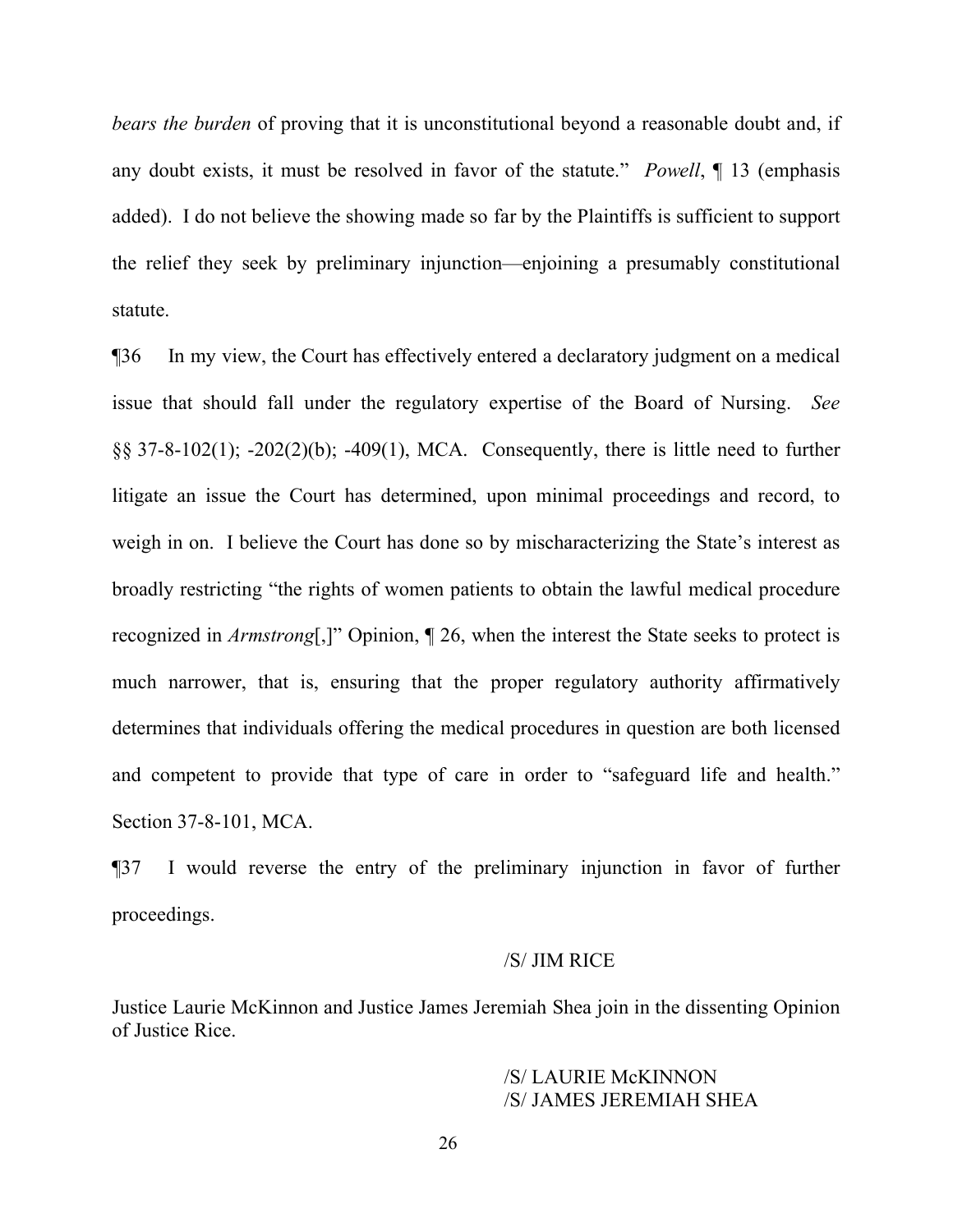*bears the burden* of proving that it is unconstitutional beyond a reasonable doubt and, if any doubt exists, it must be resolved in favor of the statute." *Powell*, ¶ 13 (emphasis added). I do not believe the showing made so far by the Plaintiffs is sufficient to support the relief they seek by preliminary injunction—enjoining a presumably constitutional statute.

¶36 In my view, the Court has effectively entered a declaratory judgment on a medical issue that should fall under the regulatory expertise of the Board of Nursing. *See* §§ 37-8-102(1); -202(2)(b); -409(1), MCA. Consequently, there is little need to further litigate an issue the Court has determined, upon minimal proceedings and record, to weigh in on. I believe the Court has done so by mischaracterizing the State's interest as broadly restricting "the rights of women patients to obtain the lawful medical procedure recognized in *Armstrong*[,]" Opinion, ¶ 26, when the interest the State seeks to protect is much narrower, that is, ensuring that the proper regulatory authority affirmatively determines that individuals offering the medical procedures in question are both licensed and competent to provide that type of care in order to "safeguard life and health." Section 37-8-101, MCA.

¶37 I would reverse the entry of the preliminary injunction in favor of further proceedings.

/S/ JIM RICE

Justice Laurie McKinnon and Justice James Jeremiah Shea join in the dissenting Opinion of Justice Rice.

/S/ LAURIE McKINNON
/S/ JAMES JEREMIAH SHEA